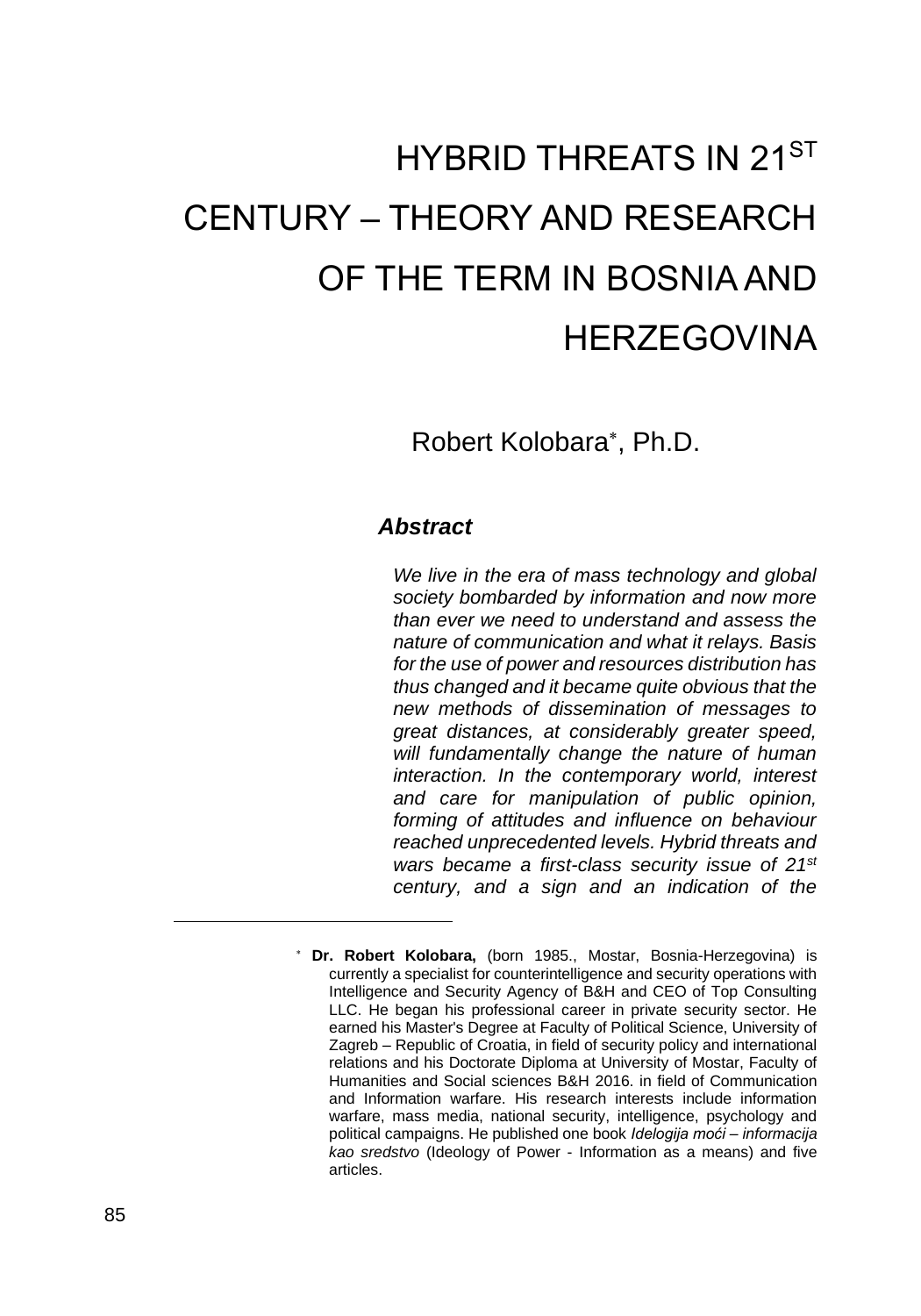# HYBRID THREATS IN 21ST CENTURY – THEORY AND RESEARCH OF THE TERM IN BOSNIA AND HERZEGOVINA

Robert Kolobara*, Ph.D.

### *Abstract*

*We live in the era of mass technology and global society bombarded by information and now more than ever we need to understand and assess the nature of communication and what it relays. Basis for the use of power and resources distribution has thus changed and it became quite obvious that the new methods of dissemination of messages to great distances, at considerably greater speed, will fundamentally change the nature of human interaction. In the contemporary world, interest and care for manipulation of public opinion, forming of attitudes and influence on behaviour reached unprecedented levels. Hybrid threats and wars became a first-class security issue of 21st century, and a sign and an indication of the*

---

\* **Dr. Robert Kolobara,** (born 1985., Mostar, Bosnia-Herzegovina) is currently a specialist for counterintelligence and security operations with Intelligence and Security Agency of B&H and CEO of Top Consulting LLC. He began his professional career in private security sector. He earned his Master's Degree at Faculty of Political Science, University of Zagreb – Republic of Croatia, in field of security policy and international relations and his Doctorate Diploma at University of Mostar, Faculty of Humanities and Social sciences B&H 2016. in field of Communication and Information warfare. His research interests include information warfare, mass media, national security, intelligence, psychology and political campaigns. He published one book *Idelogija moći – informacija kao sredstvo* (Ideology of Power - Information as a means) and five articles.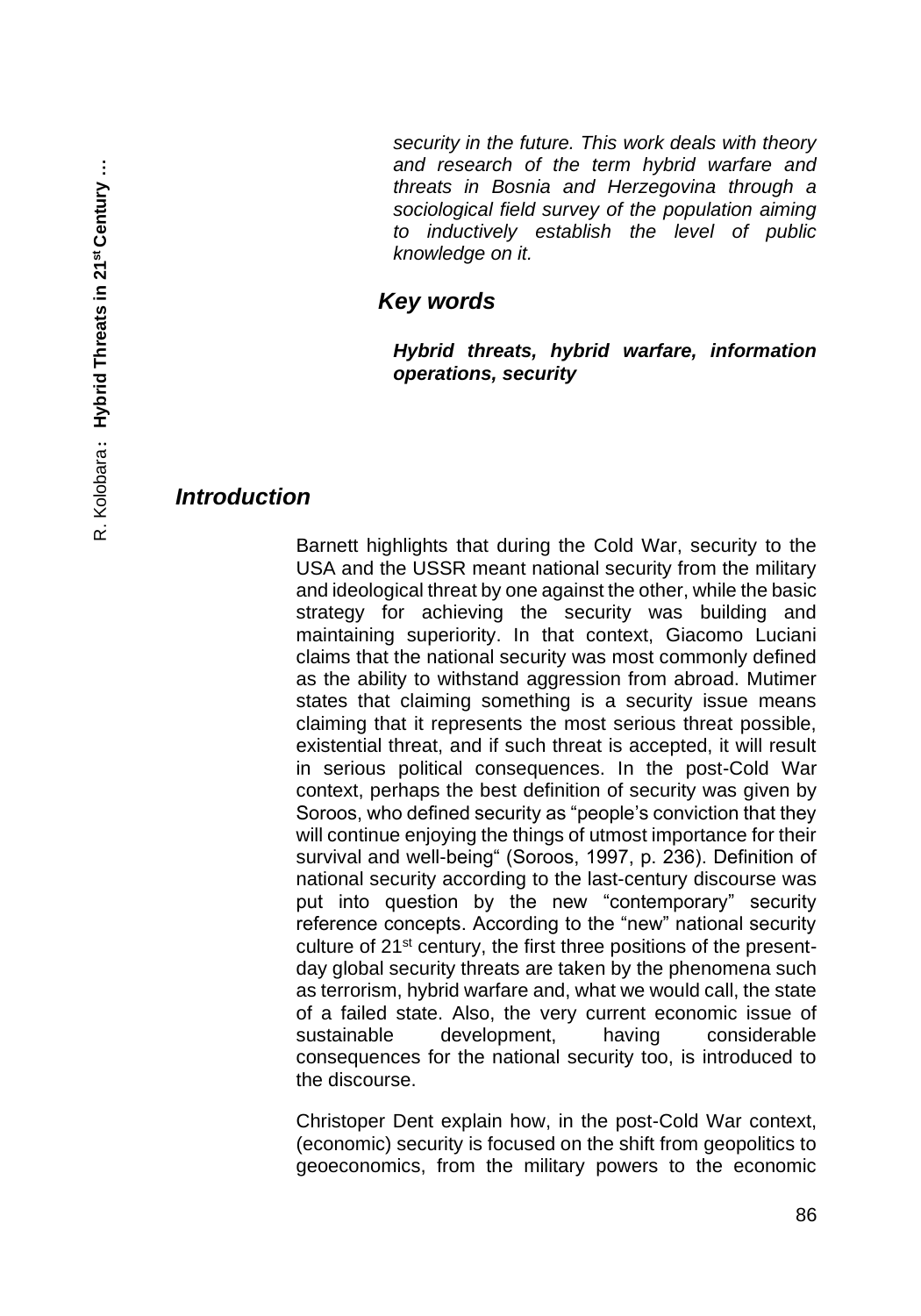*security in the future. This work deals with theory and research of the term hybrid warfare and threats in Bosnia and Herzegovina through a sociological field survey of the population aiming to inductively establish the level of public knowledge on it.*

### *Key words*

***Hybrid threats, hybrid warfare, information operations, security***

## *Introduction*

Barnett highlights that during the Cold War, security to the USA and the USSR meant national security from the military and ideological threat by one against the other, while the basic strategy for achieving the security was building and maintaining superiority. In that context, Giacomo Luciani claims that the national security was most commonly defined as the ability to withstand aggression from abroad. Mutimer states that claiming something is a security issue means claiming that it represents the most serious threat possible, existential threat, and if such threat is accepted, it will result in serious political consequences. In the post-Cold War context, perhaps the best definition of security was given by Soroos, who defined security as "people's conviction that they will continue enjoying the things of utmost importance for their survival and well-being" (Soroos, 1997, p. 236). Definition of national security according to the last-century discourse was put into question by the new "contemporary" security reference concepts. According to the "new" national security culture of 21st century, the first three positions of the present-day global security threats are taken by the phenomena such as terrorism, hybrid warfare and, what we would call, the state of a failed state. Also, the very current economic issue of sustainable development, having considerable consequences for the national security too, is introduced to the discourse.

Christoper Dent explain how, in the post-Cold War context, (economic) security is focused on the shift from geopolitics to geoeconomics, from the military powers to the economic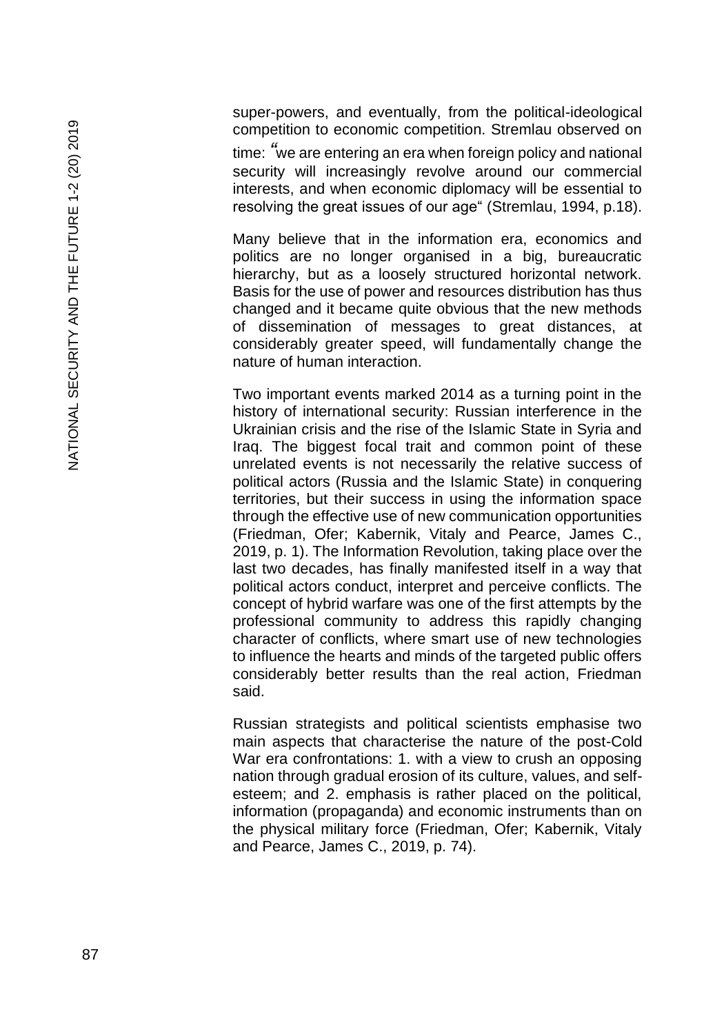super-powers, and eventually, from the political-ideological competition to economic competition. Stremlau observed on time: "we are entering an era when foreign policy and national security will increasingly revolve around our commercial interests, and when economic diplomacy will be essential to resolving the great issues of our age" (Stremlau, 1994, p.18).

Many believe that in the information era, economics and politics are no longer organised in a big, bureaucratic hierarchy, but as a loosely structured horizontal network. Basis for the use of power and resources distribution has thus changed and it became quite obvious that the new methods of dissemination of messages to great distances, at considerably greater speed, will fundamentally change the nature of human interaction.

Two important events marked 2014 as a turning point in the history of international security: Russian interference in the Ukrainian crisis and the rise of the Islamic State in Syria and Iraq. The biggest focal trait and common point of these unrelated events is not necessarily the relative success of political actors (Russia and the Islamic State) in conquering territories, but their success in using the information space through the effective use of new communication opportunities (Friedman, Ofer; Kabernik, Vitaly and Pearce, James C., 2019, p. 1). The Information Revolution, taking place over the last two decades, has finally manifested itself in a way that political actors conduct, interpret and perceive conflicts. The concept of hybrid warfare was one of the first attempts by the professional community to address this rapidly changing character of conflicts, where smart use of new technologies to influence the hearts and minds of the targeted public offers considerably better results than the real action, Friedman said.

Russian strategists and political scientists emphasise two main aspects that characterise the nature of the post-Cold War era confrontations: 1. with a view to crush an opposing nation through gradual erosion of its culture, values, and self-esteem; and 2. emphasis is rather placed on the political, information (propaganda) and economic instruments than on the physical military force (Friedman, Ofer; Kabernik, Vitaly and Pearce, James C., 2019, p. 74).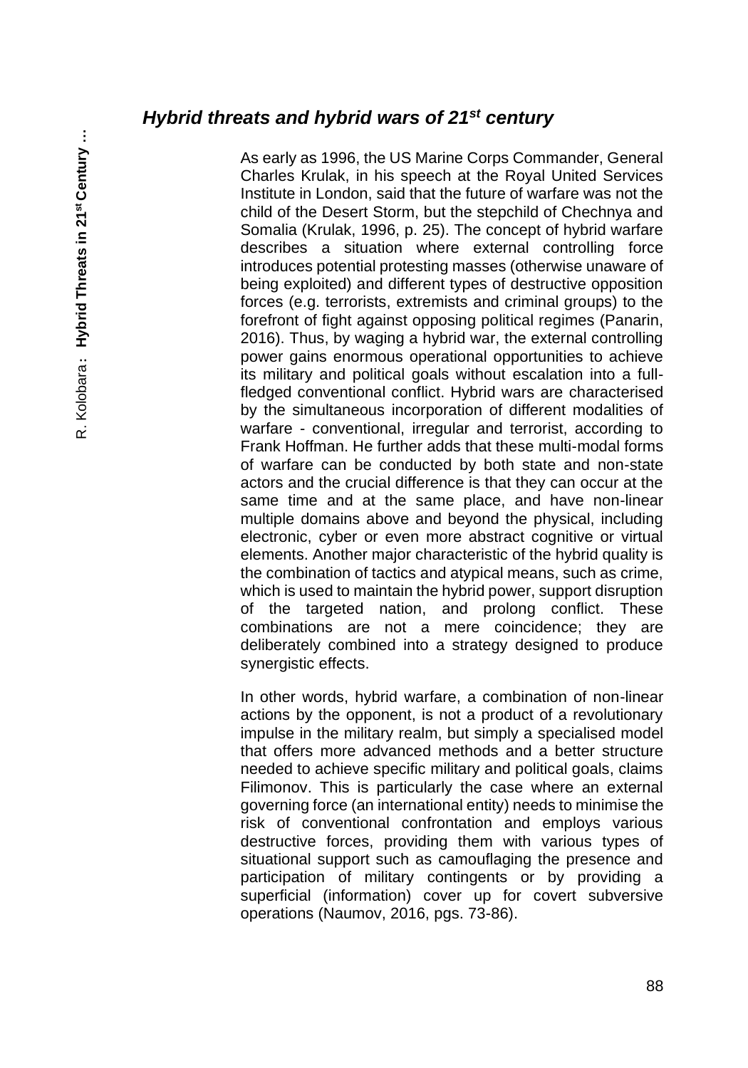## *Hybrid threats and hybrid wars of 21st century*

As early as 1996, the US Marine Corps Commander, General Charles Krulak, in his speech at the Royal United Services Institute in London, said that the future of warfare was not the child of the Desert Storm, but the stepchild of Chechnya and Somalia (Krulak, 1996, p. 25). The concept of hybrid warfare describes a situation where external controlling force introduces potential protesting masses (otherwise unaware of being exploited) and different types of destructive opposition forces (e.g. terrorists, extremists and criminal groups) to the forefront of fight against opposing political regimes (Panarin, 2016). Thus, by waging a hybrid war, the external controlling power gains enormous operational opportunities to achieve its military and political goals without escalation into a full-fledged conventional conflict. Hybrid wars are characterised by the simultaneous incorporation of different modalities of warfare - conventional, irregular and terrorist, according to Frank Hoffman. He further adds that these multi-modal forms of warfare can be conducted by both state and non-state actors and the crucial difference is that they can occur at the same time and at the same place, and have non-linear multiple domains above and beyond the physical, including electronic, cyber or even more abstract cognitive or virtual elements. Another major characteristic of the hybrid quality is the combination of tactics and atypical means, such as crime, which is used to maintain the hybrid power, support disruption of the targeted nation, and prolong conflict. These combinations are not a mere coincidence; they are deliberately combined into a strategy designed to produce synergistic effects.

In other words, hybrid warfare, a combination of non-linear actions by the opponent, is not a product of a revolutionary impulse in the military realm, but simply a specialised model that offers more advanced methods and a better structure needed to achieve specific military and political goals, claims Filimonov. This is particularly the case where an external governing force (an international entity) needs to minimise the risk of conventional confrontation and employs various destructive forces, providing them with various types of situational support such as camouflaging the presence and participation of military contingents or by providing a superficial (information) cover up for covert subversive operations (Naumov, 2016, pgs. 73-86).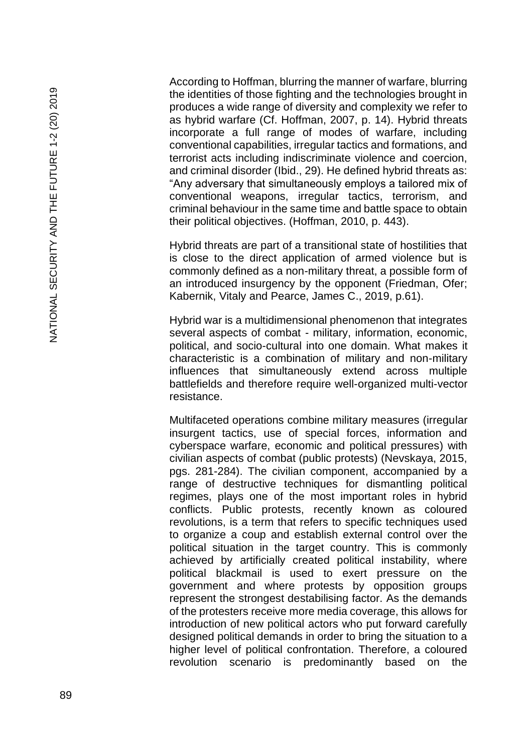According to Hoffman, blurring the manner of warfare, blurring the identities of those fighting and the technologies brought in produces a wide range of diversity and complexity we refer to as hybrid warfare (Cf. Hoffman, 2007, p. 14). Hybrid threats incorporate a full range of modes of warfare, including conventional capabilities, irregular tactics and formations, and terrorist acts including indiscriminate violence and coercion, and criminal disorder (Ibid., 29). He defined hybrid threats as: "Any adversary that simultaneously employs a tailored mix of conventional weapons, irregular tactics, terrorism, and criminal behaviour in the same time and battle space to obtain their political objectives. (Hoffman, 2010, p. 443).

Hybrid threats are part of a transitional state of hostilities that is close to the direct application of armed violence but is commonly defined as a non-military threat, a possible form of an introduced insurgency by the opponent (Friedman, Ofer; Kabernik, Vitaly and Pearce, James C., 2019, p.61).

Hybrid war is a multidimensional phenomenon that integrates several aspects of combat - military, information, economic, political, and socio-cultural into one domain. What makes it characteristic is a combination of military and non-military influences that simultaneously extend across multiple battlefields and therefore require well-organized multi-vector resistance.

Multifaceted operations combine military measures (irregular insurgent tactics, use of special forces, information and cyberspace warfare, economic and political pressures) with civilian aspects of combat (public protests) (Nevskaya, 2015, pgs. 281-284). The civilian component, accompanied by a range of destructive techniques for dismantling political regimes, plays one of the most important roles in hybrid conflicts. Public protests, recently known as coloured revolutions, is a term that refers to specific techniques used to organize a coup and establish external control over the political situation in the target country. This is commonly achieved by artificially created political instability, where political blackmail is used to exert pressure on the government and where protests by opposition groups represent the strongest destabilising factor. As the demands of the protesters receive more media coverage, this allows for introduction of new political actors who put forward carefully designed political demands in order to bring the situation to a higher level of political confrontation. Therefore, a coloured revolution scenario is predominantly based on the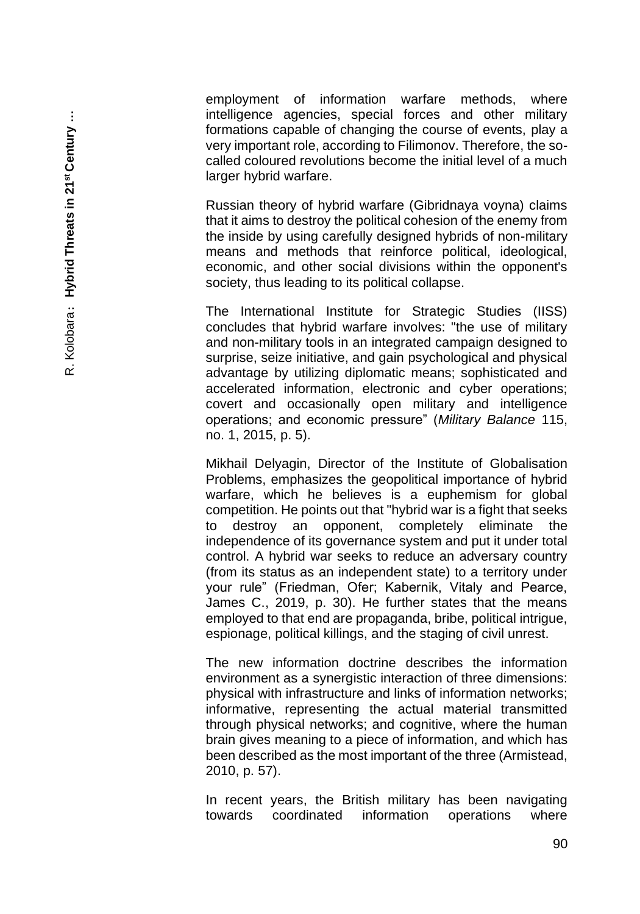employment of information warfare methods, where intelligence agencies, special forces and other military formations capable of changing the course of events, play a very important role, according to Filimonov. Therefore, the so-called coloured revolutions become the initial level of a much larger hybrid warfare.

Russian theory of hybrid warfare (Gibridnaya voyna) claims that it aims to destroy the political cohesion of the enemy from the inside by using carefully designed hybrids of non-military means and methods that reinforce political, ideological, economic, and other social divisions within the opponent's society, thus leading to its political collapse.

The International Institute for Strategic Studies (IISS) concludes that hybrid warfare involves: "the use of military and non-military tools in an integrated campaign designed to surprise, seize initiative, and gain psychological and physical advantage by utilizing diplomatic means; sophisticated and accelerated information, electronic and cyber operations; covert and occasionally open military and intelligence operations; and economic pressure" (*Military Balance* 115, no. 1, 2015, p. 5).

Mikhail Delyagin, Director of the Institute of Globalisation Problems, emphasizes the geopolitical importance of hybrid warfare, which he believes is a euphemism for global competition. He points out that "hybrid war is a fight that seeks to destroy an opponent, completely eliminate the independence of its governance system and put it under total control. A hybrid war seeks to reduce an adversary country (from its status as an independent state) to a territory under your rule" (Friedman, Ofer; Kabernik, Vitaly and Pearce, James C., 2019, p. 30). He further states that the means employed to that end are propaganda, bribe, political intrigue, espionage, political killings, and the staging of civil unrest.

The new information doctrine describes the information environment as a synergistic interaction of three dimensions: physical with infrastructure and links of information networks; informative, representing the actual material transmitted through physical networks; and cognitive, where the human brain gives meaning to a piece of information, and which has been described as the most important of the three (Armistead, 2010, p. 57).

In recent years, the British military has been navigating towards coordinated information operations where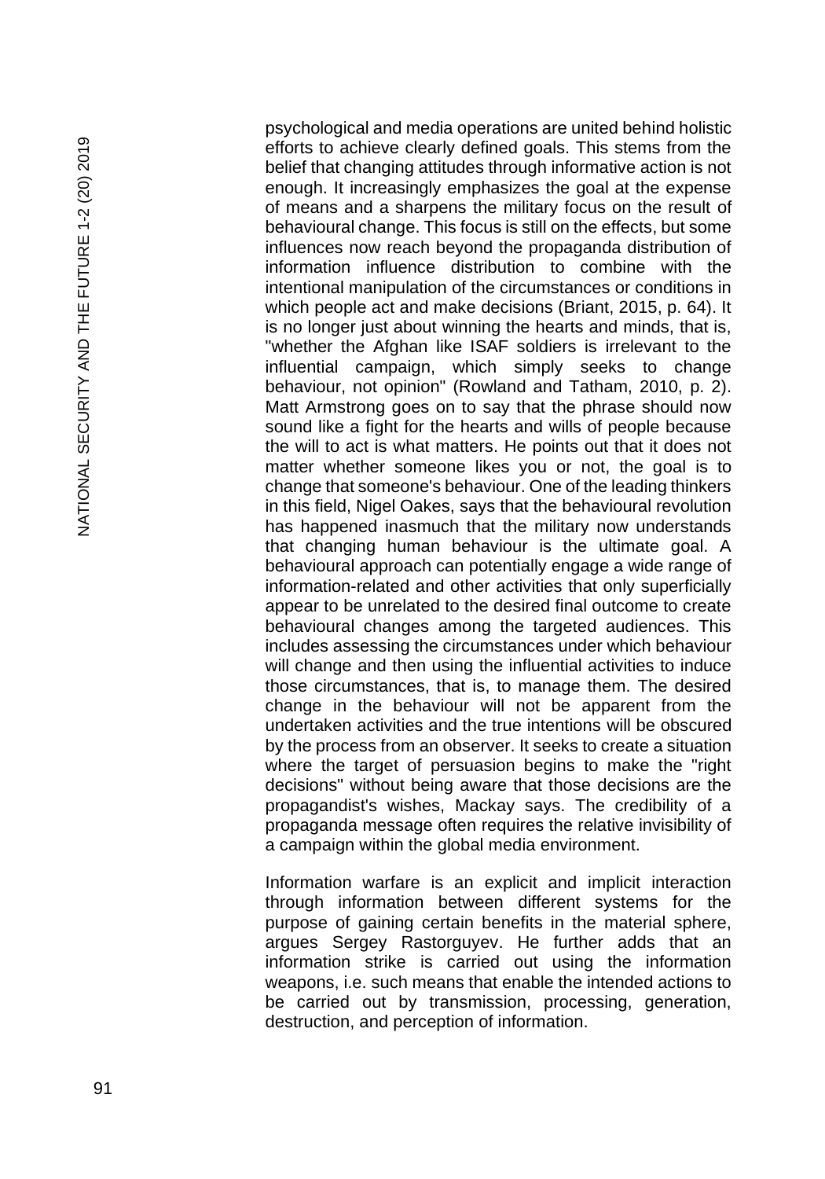psychological and media operations are united behind holistic efforts to achieve clearly defined goals. This stems from the belief that changing attitudes through informative action is not enough. It increasingly emphasizes the goal at the expense of means and a sharpens the military focus on the result of behavioural change. This focus is still on the effects, but some influences now reach beyond the propaganda distribution of information influence distribution to combine with the intentional manipulation of the circumstances or conditions in which people act and make decisions (Briant, 2015, p. 64). It is no longer just about winning the hearts and minds, that is, "whether the Afghan like ISAF soldiers is irrelevant to the influential campaign, which simply seeks to change behaviour, not opinion" (Rowland and Tatham, 2010, p. 2). Matt Armstrong goes on to say that the phrase should now sound like a fight for the hearts and wills of people because the will to act is what matters. He points out that it does not matter whether someone likes you or not, the goal is to change that someone's behaviour. One of the leading thinkers in this field, Nigel Oakes, says that the behavioural revolution has happened inasmuch that the military now understands that changing human behaviour is the ultimate goal. A behavioural approach can potentially engage a wide range of information-related and other activities that only superficially appear to be unrelated to the desired final outcome to create behavioural changes among the targeted audiences. This includes assessing the circumstances under which behaviour will change and then using the influential activities to induce those circumstances, that is, to manage them. The desired change in the behaviour will not be apparent from the undertaken activities and the true intentions will be obscured by the process from an observer. It seeks to create a situation where the target of persuasion begins to make the "right decisions" without being aware that those decisions are the propagandist's wishes, Mackay says. The credibility of a propaganda message often requires the relative invisibility of a campaign within the global media environment.

Information warfare is an explicit and implicit interaction through information between different systems for the purpose of gaining certain benefits in the material sphere, argues Sergey Rastorguyev. He further adds that an information strike is carried out using the information weapons, i.e. such means that enable the intended actions to be carried out by transmission, processing, generation, destruction, and perception of information.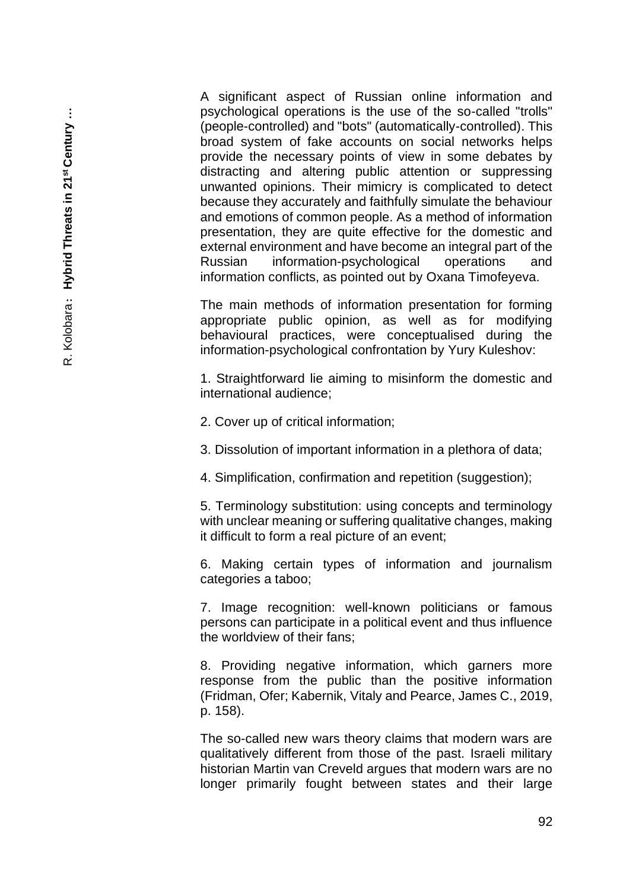A significant aspect of Russian online information and psychological operations is the use of the so-called "trolls" (people-controlled) and "bots" (automatically-controlled). This broad system of fake accounts on social networks helps provide the necessary points of view in some debates by distracting and altering public attention or suppressing unwanted opinions. Their mimicry is complicated to detect because they accurately and faithfully simulate the behaviour and emotions of common people. As a method of information presentation, they are quite effective for the domestic and external environment and have become an integral part of the Russian information-psychological operations and information conflicts, as pointed out by Oxana Timofeyeva.

The main methods of information presentation for forming appropriate public opinion, as well as for modifying behavioural practices, were conceptualised during the information-psychological confrontation by Yury Kuleshov:

1. Straightforward lie aiming to misinform the domestic and international audience;

2. Cover up of critical information;

3. Dissolution of important information in a plethora of data;

4. Simplification, confirmation and repetition (suggestion);

5. Terminology substitution: using concepts and terminology with unclear meaning or suffering qualitative changes, making it difficult to form a real picture of an event;

6. Making certain types of information and journalism categories a taboo;

7. Image recognition: well-known politicians or famous persons can participate in a political event and thus influence the worldview of their fans;

8. Providing negative information, which garners more response from the public than the positive information (Fridman, Ofer; Kabernik, Vitaly and Pearce, James C., 2019, p. 158).

The so-called new wars theory claims that modern wars are qualitatively different from those of the past. Israeli military historian Martin van Creveld argues that modern wars are no longer primarily fought between states and their large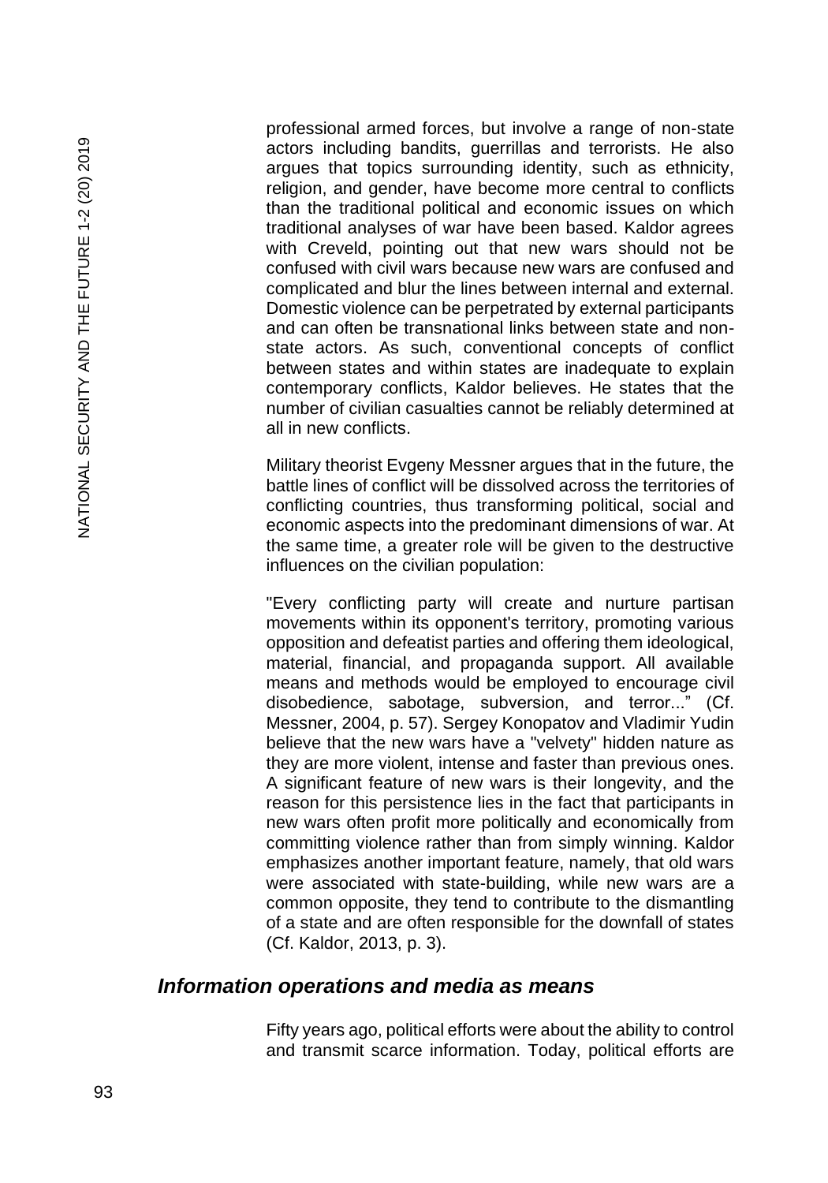professional armed forces, but involve a range of non-state actors including bandits, guerrillas and terrorists. He also argues that topics surrounding identity, such as ethnicity, religion, and gender, have become more central to conflicts than the traditional political and economic issues on which traditional analyses of war have been based. Kaldor agrees with Creveld, pointing out that new wars should not be confused with civil wars because new wars are confused and complicated and blur the lines between internal and external. Domestic violence can be perpetrated by external participants and can often be transnational links between state and non-state actors. As such, conventional concepts of conflict between states and within states are inadequate to explain contemporary conflicts, Kaldor believes. He states that the number of civilian casualties cannot be reliably determined at all in new conflicts.

Military theorist Evgeny Messner argues that in the future, the battle lines of conflict will be dissolved across the territories of conflicting countries, thus transforming political, social and economic aspects into the predominant dimensions of war. At the same time, a greater role will be given to the destructive influences on the civilian population:

"Every conflicting party will create and nurture partisan movements within its opponent's territory, promoting various opposition and defeatist parties and offering them ideological, material, financial, and propaganda support. All available means and methods would be employed to encourage civil disobedience, sabotage, subversion, and terror..." (Cf. Messner, 2004, p. 57). Sergey Konopatov and Vladimir Yudin believe that the new wars have a "velvety" hidden nature as they are more violent, intense and faster than previous ones. A significant feature of new wars is their longevity, and the reason for this persistence lies in the fact that participants in new wars often profit more politically and economically from committing violence rather than from simply winning. Kaldor emphasizes another important feature, namely, that old wars were associated with state-building, while new wars are a common opposite, they tend to contribute to the dismantling of a state and are often responsible for the downfall of states (Cf. Kaldor, 2013, p. 3).

## *Information operations and media as means*

Fifty years ago, political efforts were about the ability to control and transmit scarce information. Today, political efforts are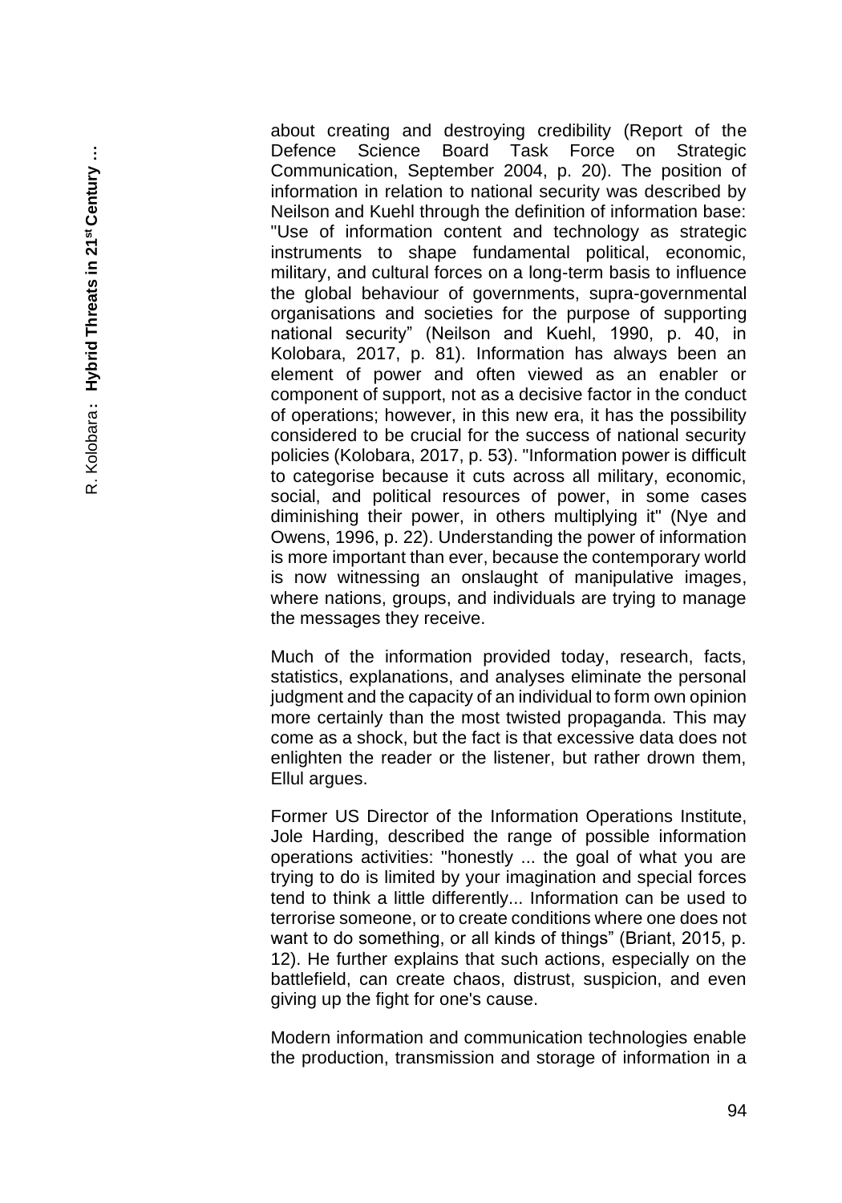about creating and destroying credibility (Report of the Defence Science Board Task Force on Strategic Communication, September 2004, p. 20). The position of information in relation to national security was described by Neilson and Kuehl through the definition of information base: "Use of information content and technology as strategic instruments to shape fundamental political, economic, military, and cultural forces on a long-term basis to influence the global behaviour of governments, supra-governmental organisations and societies for the purpose of supporting national security" (Neilson and Kuehl, 1990, p. 40, in Kolobara, 2017, p. 81). Information has always been an element of power and often viewed as an enabler or component of support, not as a decisive factor in the conduct of operations; however, in this new era, it has the possibility considered to be crucial for the success of national security policies (Kolobara, 2017, p. 53). "Information power is difficult to categorise because it cuts across all military, economic, social, and political resources of power, in some cases diminishing their power, in others multiplying it" (Nye and Owens, 1996, p. 22). Understanding the power of information is more important than ever, because the contemporary world is now witnessing an onslaught of manipulative images, where nations, groups, and individuals are trying to manage the messages they receive.

Much of the information provided today, research, facts, statistics, explanations, and analyses eliminate the personal judgment and the capacity of an individual to form own opinion more certainly than the most twisted propaganda. This may come as a shock, but the fact is that excessive data does not enlighten the reader or the listener, but rather drown them, Ellul argues.

Former US Director of the Information Operations Institute, Jole Harding, described the range of possible information operations activities: "honestly ... the goal of what you are trying to do is limited by your imagination and special forces tend to think a little differently... Information can be used to terrorise someone, or to create conditions where one does not want to do something, or all kinds of things" (Briant, 2015, p. 12). He further explains that such actions, especially on the battlefield, can create chaos, distrust, suspicion, and even giving up the fight for one's cause.

Modern information and communication technologies enable the production, transmission and storage of information in a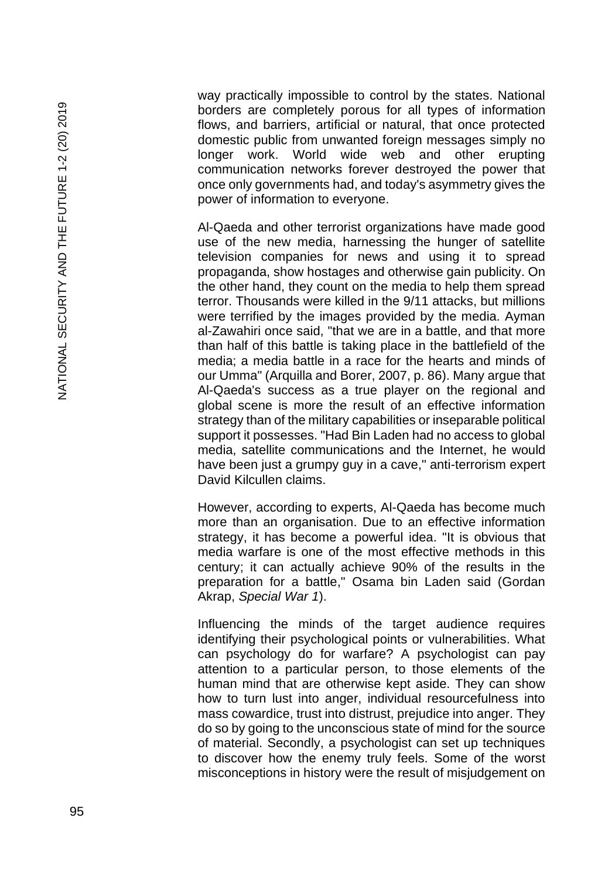way practically impossible to control by the states. National borders are completely porous for all types of information flows, and barriers, artificial or natural, that once protected domestic public from unwanted foreign messages simply no longer work. World wide web and other erupting communication networks forever destroyed the power that once only governments had, and today's asymmetry gives the power of information to everyone.

Al-Qaeda and other terrorist organizations have made good use of the new media, harnessing the hunger of satellite television companies for news and using it to spread propaganda, show hostages and otherwise gain publicity. On the other hand, they count on the media to help them spread terror. Thousands were killed in the 9/11 attacks, but millions were terrified by the images provided by the media. Ayman al-Zawahiri once said, "that we are in a battle, and that more than half of this battle is taking place in the battlefield of the media; a media battle in a race for the hearts and minds of our Umma" (Arquilla and Borer, 2007, p. 86). Many argue that Al-Qaeda's success as a true player on the regional and global scene is more the result of an effective information strategy than of the military capabilities or inseparable political support it possesses. "Had Bin Laden had no access to global media, satellite communications and the Internet, he would have been just a grumpy guy in a cave," anti-terrorism expert David Kilcullen claims.

However, according to experts, Al-Qaeda has become much more than an organisation. Due to an effective information strategy, it has become a powerful idea. "It is obvious that media warfare is one of the most effective methods in this century; it can actually achieve 90% of the results in the preparation for a battle," Osama bin Laden said (Gordan Akrap, *Special War 1*).

Influencing the minds of the target audience requires identifying their psychological points or vulnerabilities. What can psychology do for warfare? A psychologist can pay attention to a particular person, to those elements of the human mind that are otherwise kept aside. They can show how to turn lust into anger, individual resourcefulness into mass cowardice, trust into distrust, prejudice into anger. They do so by going to the unconscious state of mind for the source of material. Secondly, a psychologist can set up techniques to discover how the enemy truly feels. Some of the worst misconceptions in history were the result of misjudgement on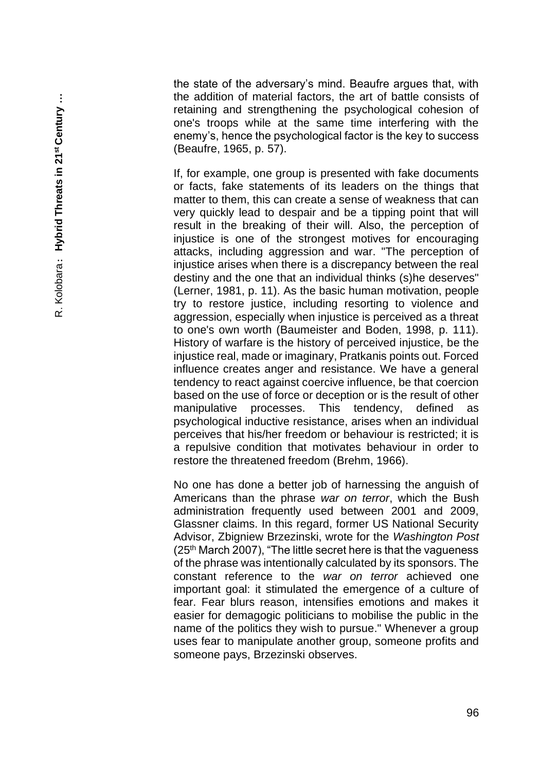the state of the adversary's mind. Beaufre argues that, with the addition of material factors, the art of battle consists of retaining and strengthening the psychological cohesion of one's troops while at the same time interfering with the enemy's, hence the psychological factor is the key to success (Beaufre, 1965, p. 57).

If, for example, one group is presented with fake documents or facts, fake statements of its leaders on the things that matter to them, this can create a sense of weakness that can very quickly lead to despair and be a tipping point that will result in the breaking of their will. Also, the perception of injustice is one of the strongest motives for encouraging attacks, including aggression and war. "The perception of injustice arises when there is a discrepancy between the real destiny and the one that an individual thinks (s)he deserves" (Lerner, 1981, p. 11). As the basic human motivation, people try to restore justice, including resorting to violence and aggression, especially when injustice is perceived as a threat to one's own worth (Baumeister and Boden, 1998, p. 111). History of warfare is the history of perceived injustice, be the injustice real, made or imaginary, Pratkanis points out. Forced influence creates anger and resistance. We have a general tendency to react against coercive influence, be that coercion based on the use of force or deception or is the result of other manipulative processes. This tendency, defined as psychological inductive resistance, arises when an individual perceives that his/her freedom or behaviour is restricted; it is a repulsive condition that motivates behaviour in order to restore the threatened freedom (Brehm, 1966).

No one has done a better job of harnessing the anguish of Americans than the phrase *war on terror*, which the Bush administration frequently used between 2001 and 2009, Glassner claims. In this regard, former US National Security Advisor, Zbigniew Brzezinski, wrote for the *Washington Post* (25th March 2007), "The little secret here is that the vagueness of the phrase was intentionally calculated by its sponsors. The constant reference to the *war on terror* achieved one important goal: it stimulated the emergence of a culture of fear. Fear blurs reason, intensifies emotions and makes it easier for demagogic politicians to mobilise the public in the name of the politics they wish to pursue." Whenever a group uses fear to manipulate another group, someone profits and someone pays, Brzezinski observes.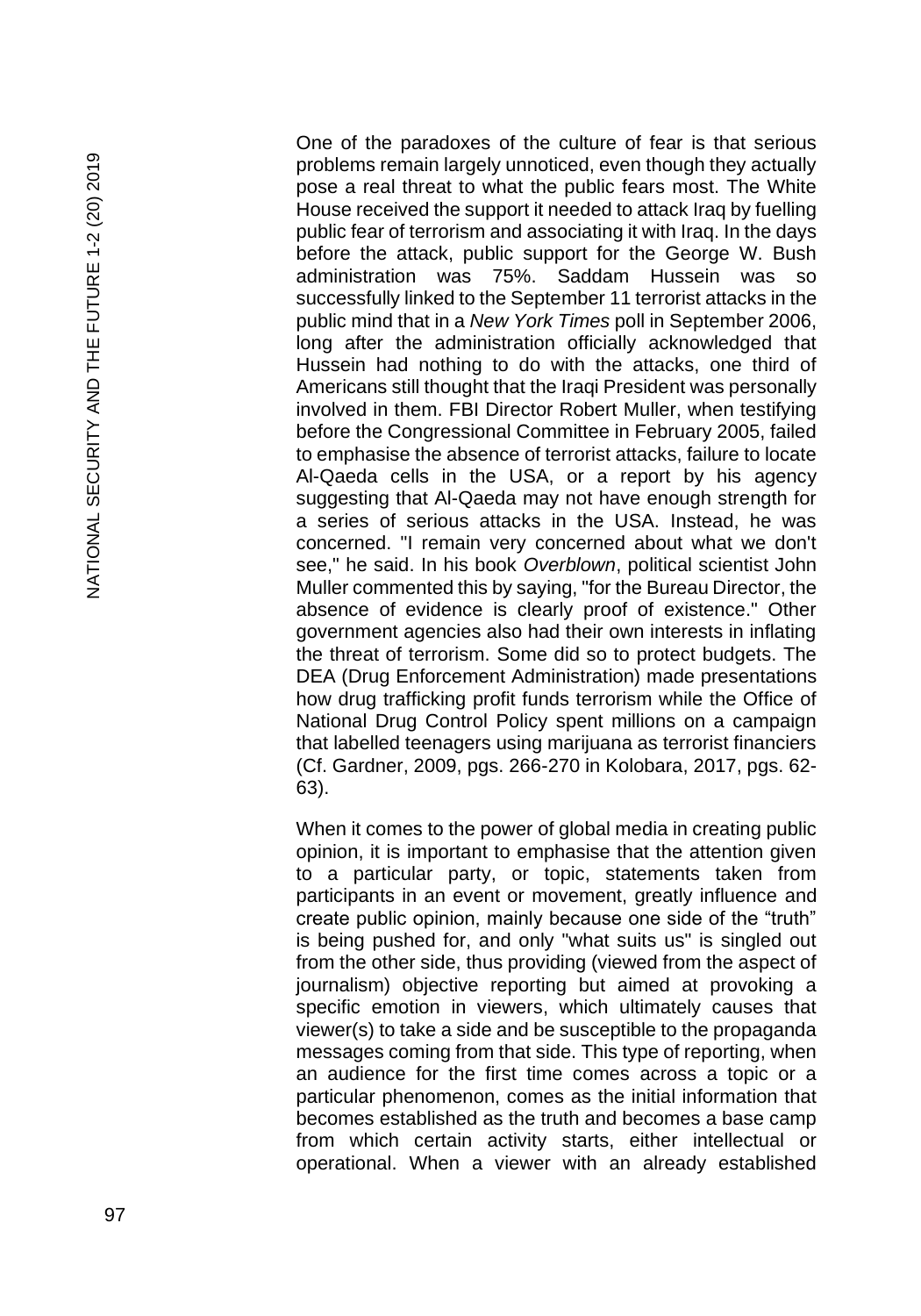One of the paradoxes of the culture of fear is that serious problems remain largely unnoticed, even though they actually pose a real threat to what the public fears most. The White House received the support it needed to attack Iraq by fuelling public fear of terrorism and associating it with Iraq. In the days before the attack, public support for the George W. Bush administration was 75%. Saddam Hussein was so successfully linked to the September 11 terrorist attacks in the public mind that in a *New York Times* poll in September 2006, long after the administration officially acknowledged that Hussein had nothing to do with the attacks, one third of Americans still thought that the Iraqi President was personally involved in them. FBI Director Robert Muller, when testifying before the Congressional Committee in February 2005, failed to emphasise the absence of terrorist attacks, failure to locate Al-Qaeda cells in the USA, or a report by his agency suggesting that Al-Qaeda may not have enough strength for a series of serious attacks in the USA. Instead, he was concerned. "I remain very concerned about what we don't see," he said. In his book *Overblown*, political scientist John Muller commented this by saying, "for the Bureau Director, the absence of evidence is clearly proof of existence." Other government agencies also had their own interests in inflating the threat of terrorism. Some did so to protect budgets. The DEA (Drug Enforcement Administration) made presentations how drug trafficking profit funds terrorism while the Office of National Drug Control Policy spent millions on a campaign that labelled teenagers using marijuana as terrorist financiers (Cf. Gardner, 2009, pgs. 266-270 in Kolobara, 2017, pgs. 62-63).

When it comes to the power of global media in creating public opinion, it is important to emphasise that the attention given to a particular party, or topic, statements taken from participants in an event or movement, greatly influence and create public opinion, mainly because one side of the “truth” is being pushed for, and only "what suits us" is singled out from the other side, thus providing (viewed from the aspect of journalism) objective reporting but aimed at provoking a specific emotion in viewers, which ultimately causes that viewer(s) to take a side and be susceptible to the propaganda messages coming from that side. This type of reporting, when an audience for the first time comes across a topic or a particular phenomenon, comes as the initial information that becomes established as the truth and becomes a base camp from which certain activity starts, either intellectual or operational. When a viewer with an already established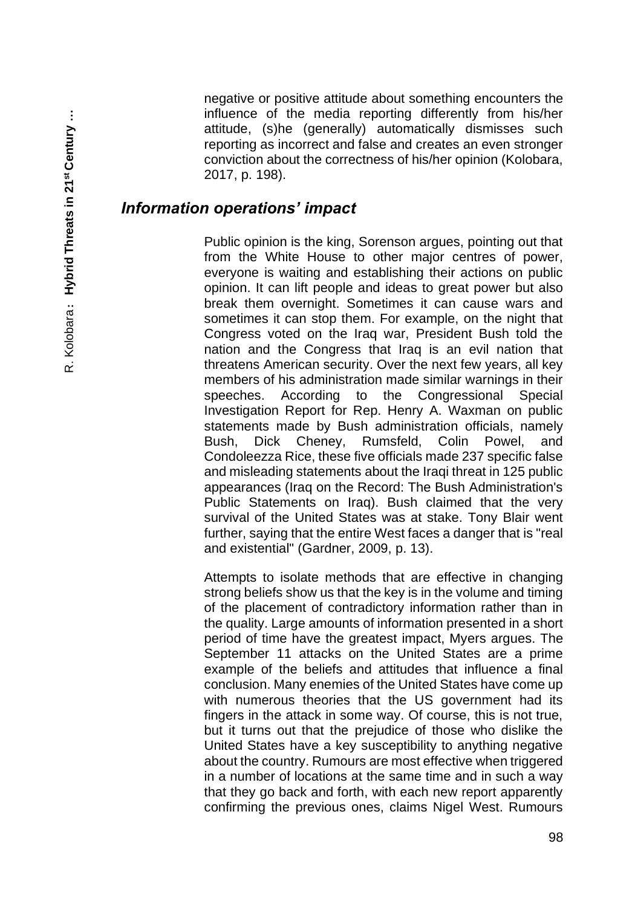negative or positive attitude about something encounters the influence of the media reporting differently from his/her attitude, (s)he (generally) automatically dismisses such reporting as incorrect and false and creates an even stronger conviction about the correctness of his/her opinion (Kolobara, 2017, p. 198).

## *Information operations' impact*

Public opinion is the king, Sorenson argues, pointing out that from the White House to other major centres of power, everyone is waiting and establishing their actions on public opinion. It can lift people and ideas to great power but also break them overnight. Sometimes it can cause wars and sometimes it can stop them. For example, on the night that Congress voted on the Iraq war, President Bush told the nation and the Congress that Iraq is an evil nation that threatens American security. Over the next few years, all key members of his administration made similar warnings in their speeches. According to the Congressional Special Investigation Report for Rep. Henry A. Waxman on public statements made by Bush administration officials, namely Bush, Dick Cheney, Rumsfeld, Colin Powel, and Condoleezza Rice, these five officials made 237 specific false and misleading statements about the Iraqi threat in 125 public appearances (Iraq on the Record: The Bush Administration's Public Statements on Iraq). Bush claimed that the very survival of the United States was at stake. Tony Blair went further, saying that the entire West faces a danger that is "real and existential" (Gardner, 2009, p. 13).

Attempts to isolate methods that are effective in changing strong beliefs show us that the key is in the volume and timing of the placement of contradictory information rather than in the quality. Large amounts of information presented in a short period of time have the greatest impact, Myers argues. The September 11 attacks on the United States are a prime example of the beliefs and attitudes that influence a final conclusion. Many enemies of the United States have come up with numerous theories that the US government had its fingers in the attack in some way. Of course, this is not true, but it turns out that the prejudice of those who dislike the United States have a key susceptibility to anything negative about the country. Rumours are most effective when triggered in a number of locations at the same time and in such a way that they go back and forth, with each new report apparently confirming the previous ones, claims Nigel West. Rumours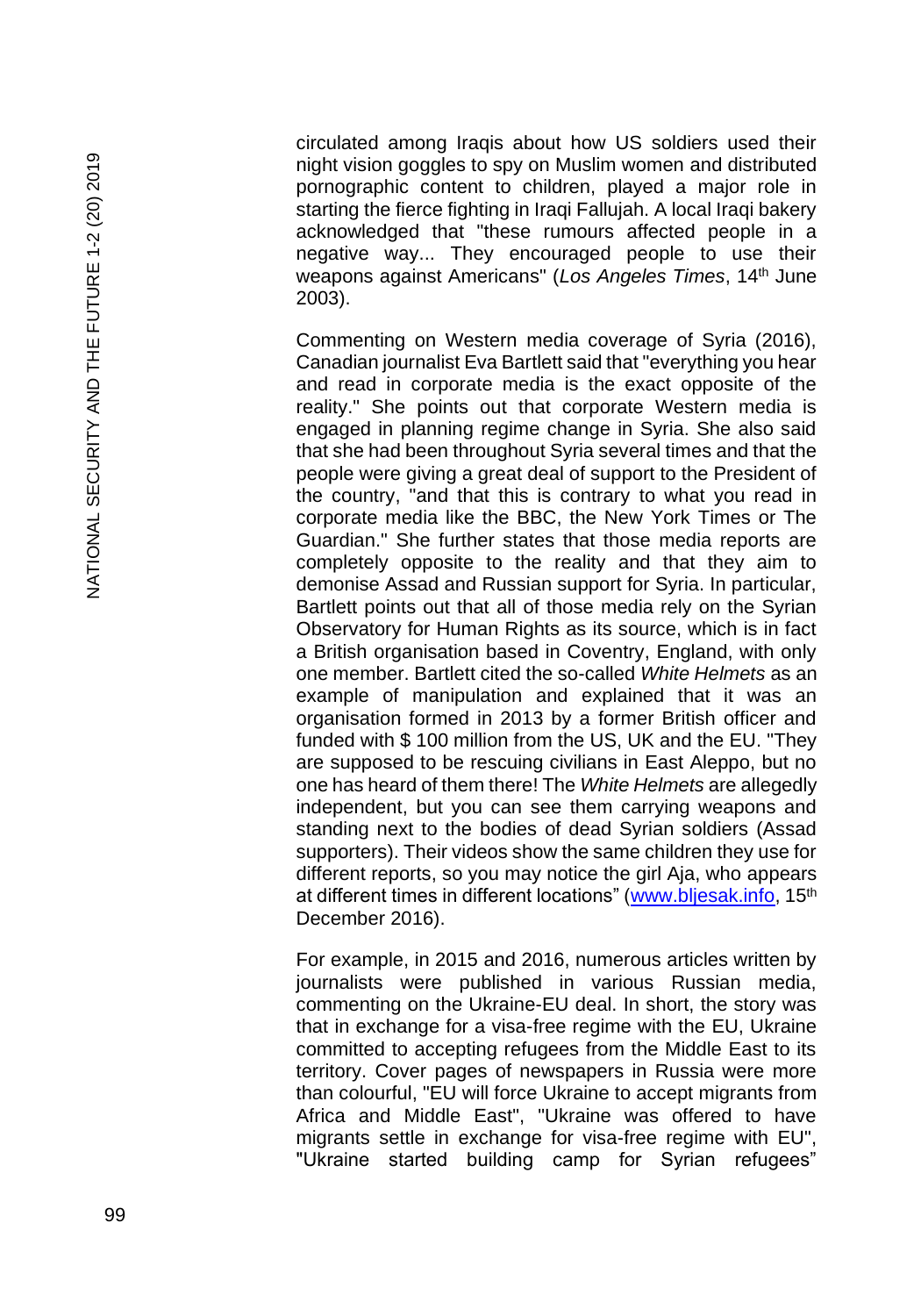circulated among Iraqis about how US soldiers used their night vision goggles to spy on Muslim women and distributed pornographic content to children, played a major role in starting the fierce fighting in Iraqi Fallujah. A local Iraqi bakery acknowledged that "these rumours affected people in a negative way... They encouraged people to use their weapons against Americans" (*Los Angeles Times*, 14th June 2003).

Commenting on Western media coverage of Syria (2016), Canadian journalist Eva Bartlett said that "everything you hear and read in corporate media is the exact opposite of the reality." She points out that corporate Western media is engaged in planning regime change in Syria. She also said that she had been throughout Syria several times and that the people were giving a great deal of support to the President of the country, "and that this is contrary to what you read in corporate media like the BBC, the New York Times or The Guardian." She further states that those media reports are completely opposite to the reality and that they aim to demonise Assad and Russian support for Syria. In particular, Bartlett points out that all of those media rely on the Syrian Observatory for Human Rights as its source, which is in fact a British organisation based in Coventry, England, with only one member. Bartlett cited the so-called *White Helmets* as an example of manipulation and explained that it was an organisation formed in 2013 by a former British officer and funded with $ 100 million from the US, UK and the EU. "They are supposed to be rescuing civilians in East Aleppo, but no one has heard of them there! The *White Helmets* are allegedly independent, but you can see them carrying weapons and standing next to the bodies of dead Syrian soldiers (Assad supporters). Their videos show the same children they use for different reports, so you may notice the girl Aja, who appears at different times in different locations" (www.bljesak.info, 15th December 2016).

For example, in 2015 and 2016, numerous articles written by journalists were published in various Russian media, commenting on the Ukraine-EU deal. In short, the story was that in exchange for a visa-free regime with the EU, Ukraine committed to accepting refugees from the Middle East to its territory. Cover pages of newspapers in Russia were more than colourful, "EU will force Ukraine to accept migrants from Africa and Middle East", "Ukraine was offered to have migrants settle in exchange for visa-free regime with EU", "Ukraine started building camp for Syrian refugees"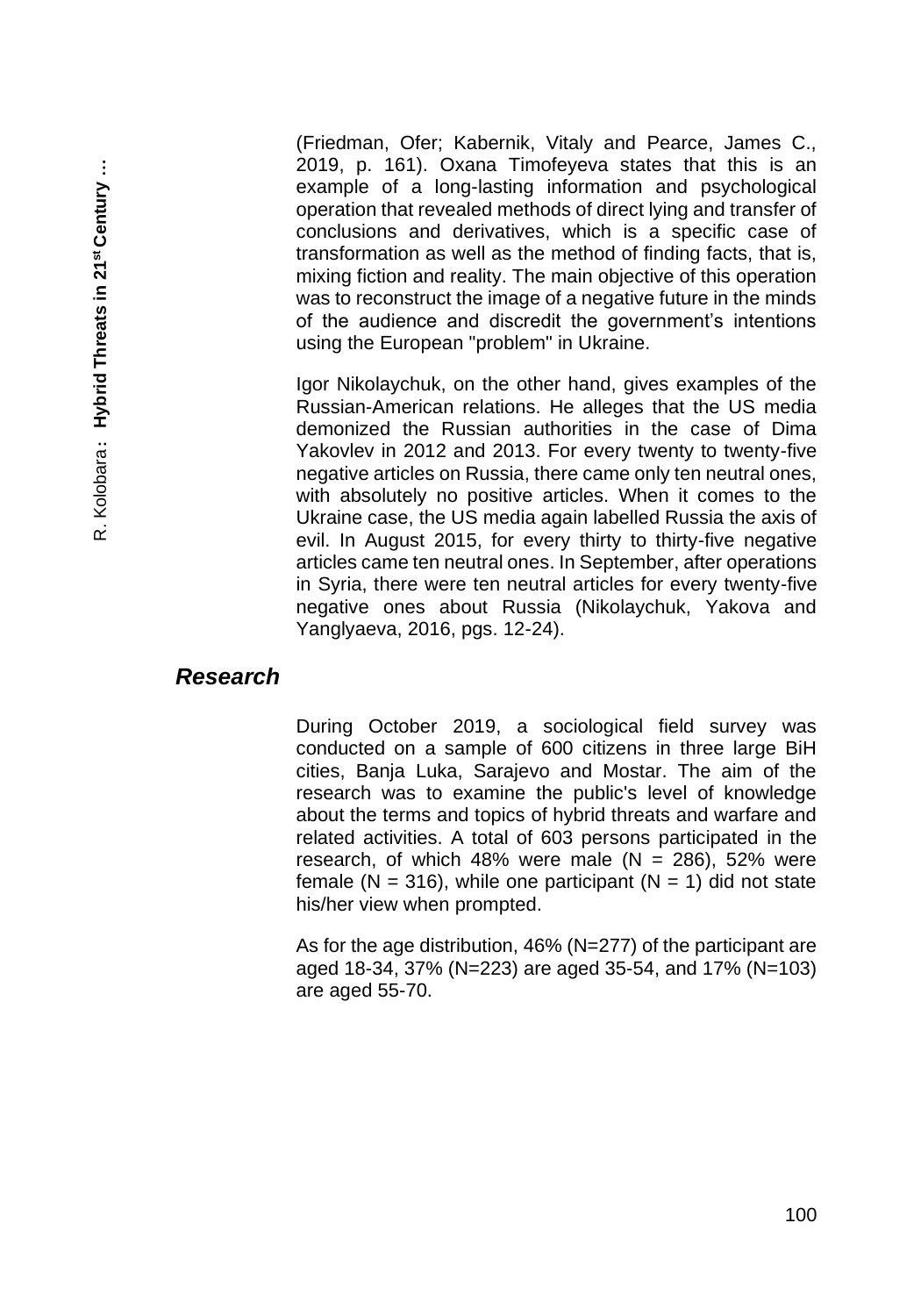(Friedman, Ofer; Kabernik, Vitaly and Pearce, James C., 2019, p. 161). Oxana Timofeyeva states that this is an example of a long-lasting information and psychological operation that revealed methods of direct lying and transfer of conclusions and derivatives, which is a specific case of transformation as well as the method of finding facts, that is, mixing fiction and reality. The main objective of this operation was to reconstruct the image of a negative future in the minds of the audience and discredit the government's intentions using the European "problem" in Ukraine.

Igor Nikolaychuk, on the other hand, gives examples of the Russian-American relations. He alleges that the US media demonized the Russian authorities in the case of Dima Yakovlev in 2012 and 2013. For every twenty to twenty-five negative articles on Russia, there came only ten neutral ones, with absolutely no positive articles. When it comes to the Ukraine case, the US media again labelled Russia the axis of evil. In August 2015, for every thirty to thirty-five negative articles came ten neutral ones. In September, after operations in Syria, there were ten neutral articles for every twenty-five negative ones about Russia (Nikolaychuk, Yakova and Yanglyaeva, 2016, pgs. 12-24).

## ***Research***

During October 2019, a sociological field survey was conducted on a sample of 600 citizens in three large BiH cities, Banja Luka, Sarajevo and Mostar. The aim of the research was to examine the public's level of knowledge about the terms and topics of hybrid threats and warfare and related activities. A total of 603 persons participated in the research, of which 48% were male (N = 286), 52% were female (N = 316), while one participant (N = 1) did not state his/her view when prompted.

As for the age distribution, 46% (N=277) of the participant are aged 18-34, 37% (N=223) are aged 35-54, and 17% (N=103) are aged 55-70.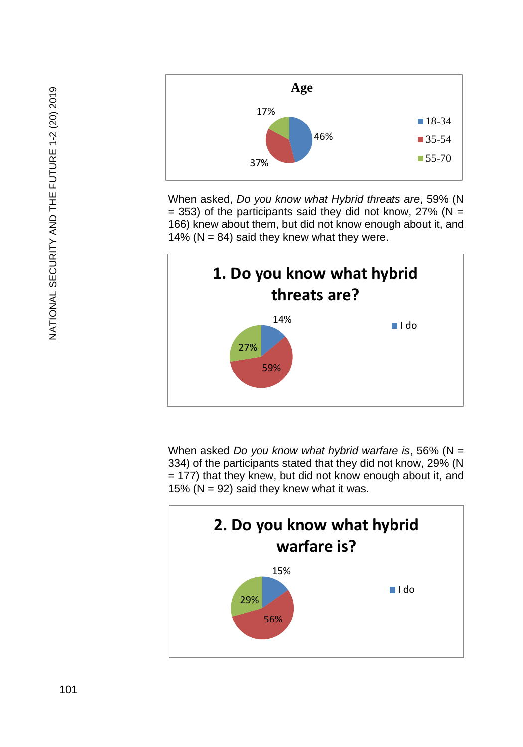**Age**

| Age group | Share |
| --- | --- |
| 18-34 | 46% |
| 35-54 | 37% |
| 55-70 | 17% |

When asked, *Do you know what Hybrid threats are*, 59% (N = 353) of the participants said they did not know, 27% (N = 166) knew about them, but did not know enough about it, and 14% (N = 84) said they knew what they were.

**1. Do you know what hybrid threats are?**

| Response | Share |
| --- | --- |
| I do | 14% |
|  | 59% |
|  | 27% |

When asked *Do you know what hybrid warfare is*, 56% (N = 334) of the participants stated that they did not know, 29% (N = 177) that they knew, but did not know enough about it, and 15% (N = 92) said they knew what it was.

**2. Do you know what hybrid warfare is?**

| Response | Share |
| --- | --- |
| I do | 15% |
|  | 56% |
|  | 29% |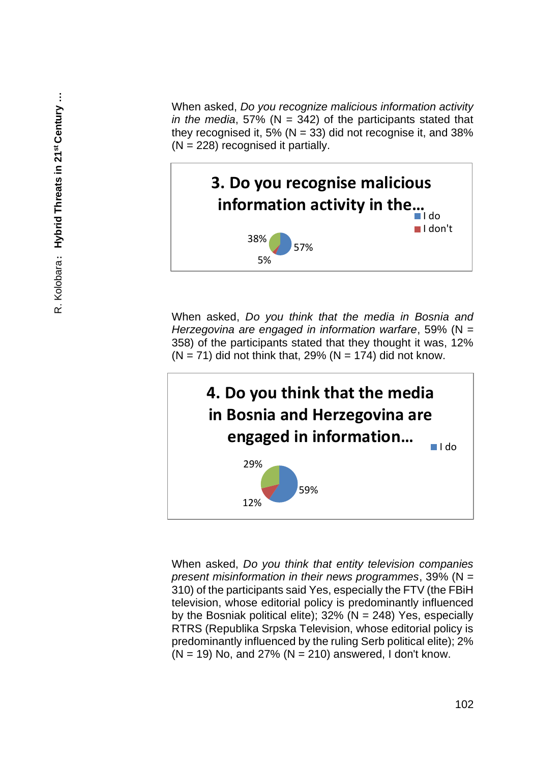When asked, *Do you recognize malicious information activity in the media*, 57% (N = 342) of the participants stated that they recognised it, 5% (N = 33) did not recognise it, and 38% (N = 228) recognised it partially.

**3. Do you recognise malicious information activity in the...**

- I do
- I don't

38%
57%
5%

When asked, *Do you think that the media in Bosnia and Herzegovina are engaged in information warfare*, 59% (N = 358) of the participants stated that they thought it was, 12% (N = 71) did not think that, 29% (N = 174) did not know.

**4. Do you think that the media in Bosnia and Herzegovina are engaged in information...**

- I do

29%
59%
12%

When asked, *Do you think that entity television companies present misinformation in their news programmes*, 39% (N = 310) of the participants said Yes, especially the FTV (the FBiH television, whose editorial policy is predominantly influenced by the Bosniak political elite); 32% (N = 248) Yes, especially RTRS (Republika Srpska Television, whose editorial policy is predominantly influenced by the ruling Serb political elite); 2% (N = 19) No, and 27% (N = 210) answered, I don't know.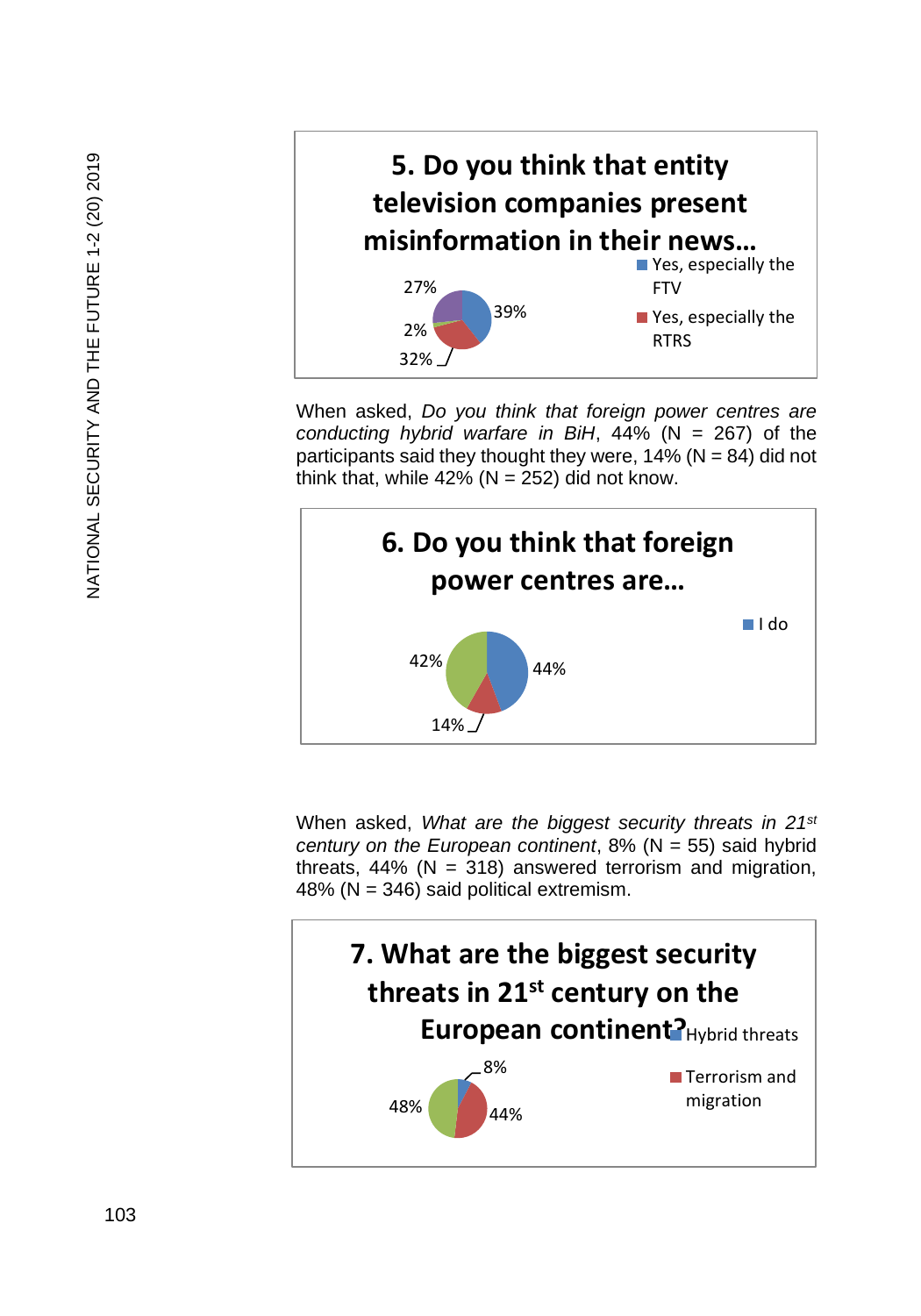**5. Do you think that entity television companies present misinformation in their news...**

- Yes, especially the FTV
- Yes, especially the RTRS

39%, 32%, 2%, 27%

When asked, *Do you think that foreign power centres are conducting hybrid warfare in BiH*, 44% (N = 267) of the participants said they thought they were, 14% (N = 84) did not think that, while 42% (N = 252) did not know.

**6. Do you think that foreign power centres are...**

- I do

44%, 14%, 42%

When asked, *What are the biggest security threats in 21[st] century on the European continent*, 8% (N = 55) said hybrid threats, 44% (N = 318) answered terrorism and migration, 48% (N = 346) said political extremism.

**7. What are the biggest security threats in 21[st] century on the European continent?**

- Hybrid threats
- Terrorism and migration

8%, 44%, 48%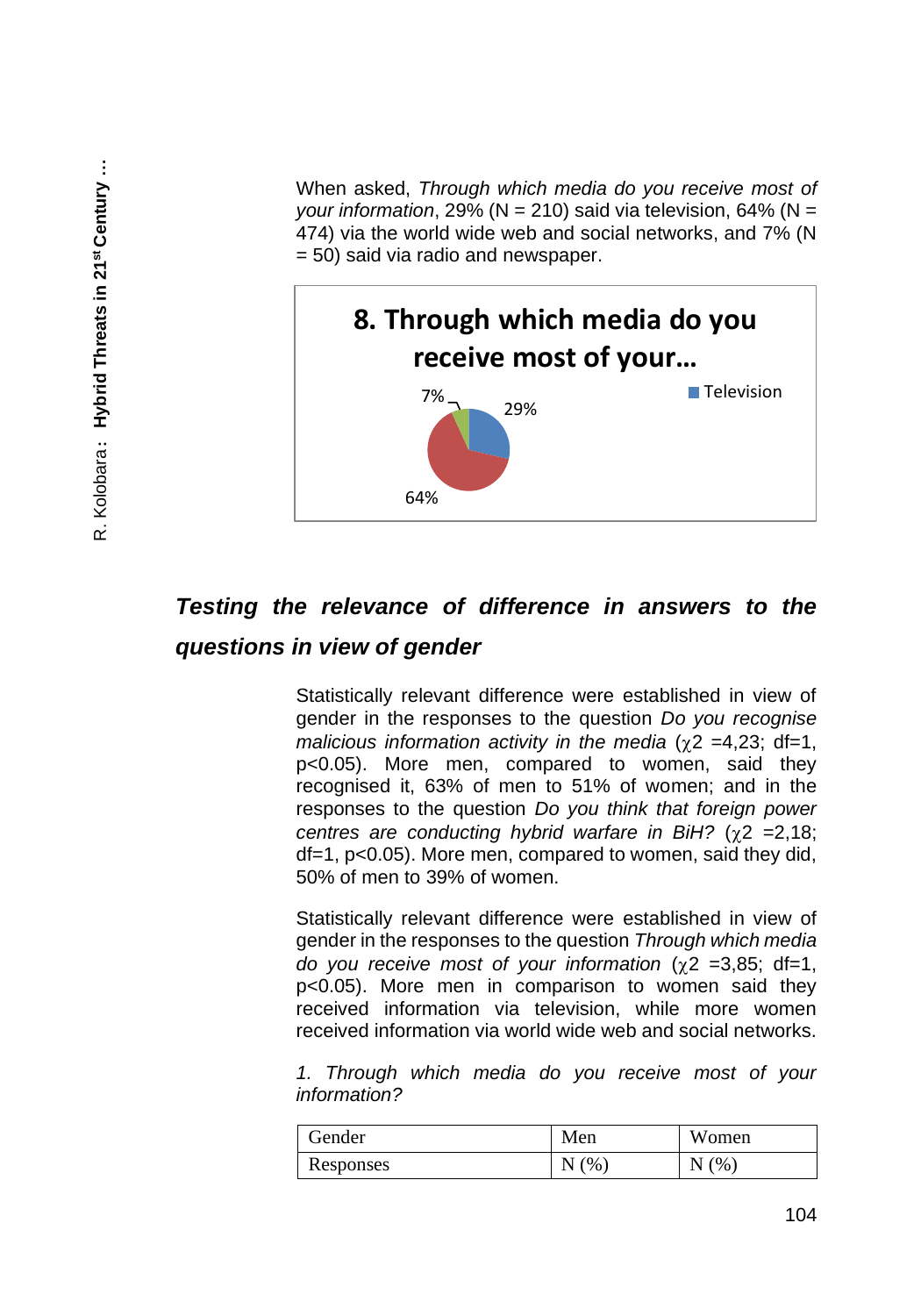When asked, *Through which media do you receive most of your information*, 29% (N = 210) said via television, 64% (N = 474) via the world wide web and social networks, and 7% (N = 50) said via radio and newspaper.

**8. Through which media do you receive most of your…**

7% 29% 64% Television

### *Testing the relevance of difference in answers to the questions in view of gender*

Statistically relevant difference were established in view of gender in the responses to the question *Do you recognise malicious information activity in the media* ($\chi2$ =4,23; df=1, $p<0.05$). More men, compared to women, said they recognised it, 63% of men to 51% of women; and in the responses to the question *Do you think that foreign power centres are conducting hybrid warfare in BiH?* ($\chi2$ =2,18; df=1, $p<0.05$). More men, compared to women, said they did, 50% of men to 39% of women.

Statistically relevant difference were established in view of gender in the responses to the question *Through which media do you receive most of your information* ($\chi2$ =3,85; df=1, $p<0.05$). More men in comparison to women said they received information via television, while more women received information via world wide web and social networks.

*1. Through which media do you receive most of your information?*

| Gender | Men | Women |
|---|---|---|
| Responses | N (%) | N (%) |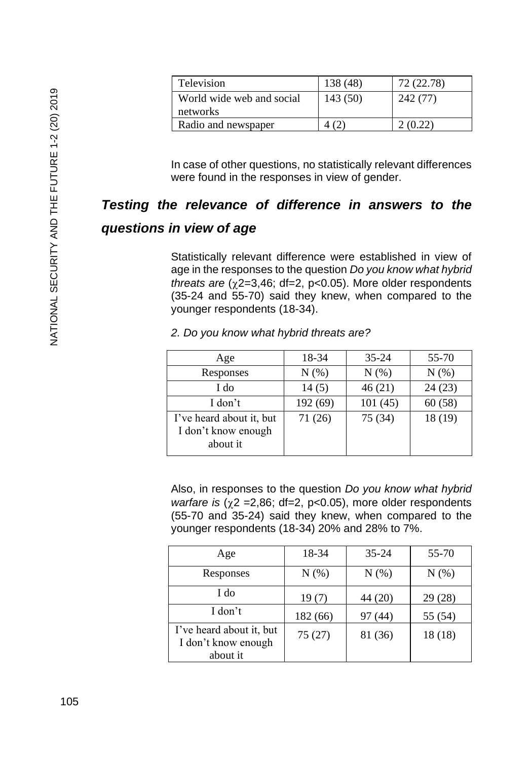| Television | 138 (48) | 72 (22.78) |
|---|---|---|
| World wide web and social networks | 143 (50) | 242 (77) |
| Radio and newspaper | 4 (2) | 2 (0.22) |

In case of other questions, no statistically relevant differences were found in the responses in view of gender.

### *Testing the relevance of difference in answers to the questions in view of age*

Statistically relevant difference were established in view of age in the responses to the question *Do you know what hybrid threats are* ($\chi 2$=3,46; df=2, p<0.05). More older respondents (35-24 and 55-70) said they knew, when compared to the younger respondents (18-34).

*2. Do you know what hybrid threats are?*

| Age | 18-34 | 35-24 | 55-70 |
|---|---|---|---|
| Responses | N (%) | N (%) | N (%) |
| I do | 14 (5) | 46 (21) | 24 (23) |
| I don't | 192 (69) | 101 (45) | 60 (58) |
| I've heard about it, but I don't know enough about it | 71 (26) | 75 (34) | 18 (19) |

Also, in responses to the question *Do you know what hybrid warfare is* ($\chi 2$ =2,86; df=2, p<0.05), more older respondents (55-70 and 35-24) said they knew, when compared to the younger respondents (18-34) 20% and 28% to 7%.

| Age | 18-34 | 35-24 | 55-70 |
|---|---|---|---|
| Responses | N (%) | N (%) | N (%) |
| I do | 19 (7) | 44 (20) | 29 (28) |
| I don't | 182 (66) | 97 (44) | 55 (54) |
| I've heard about it, but I don't know enough about it | 75 (27) | 81 (36) | 18 (18) |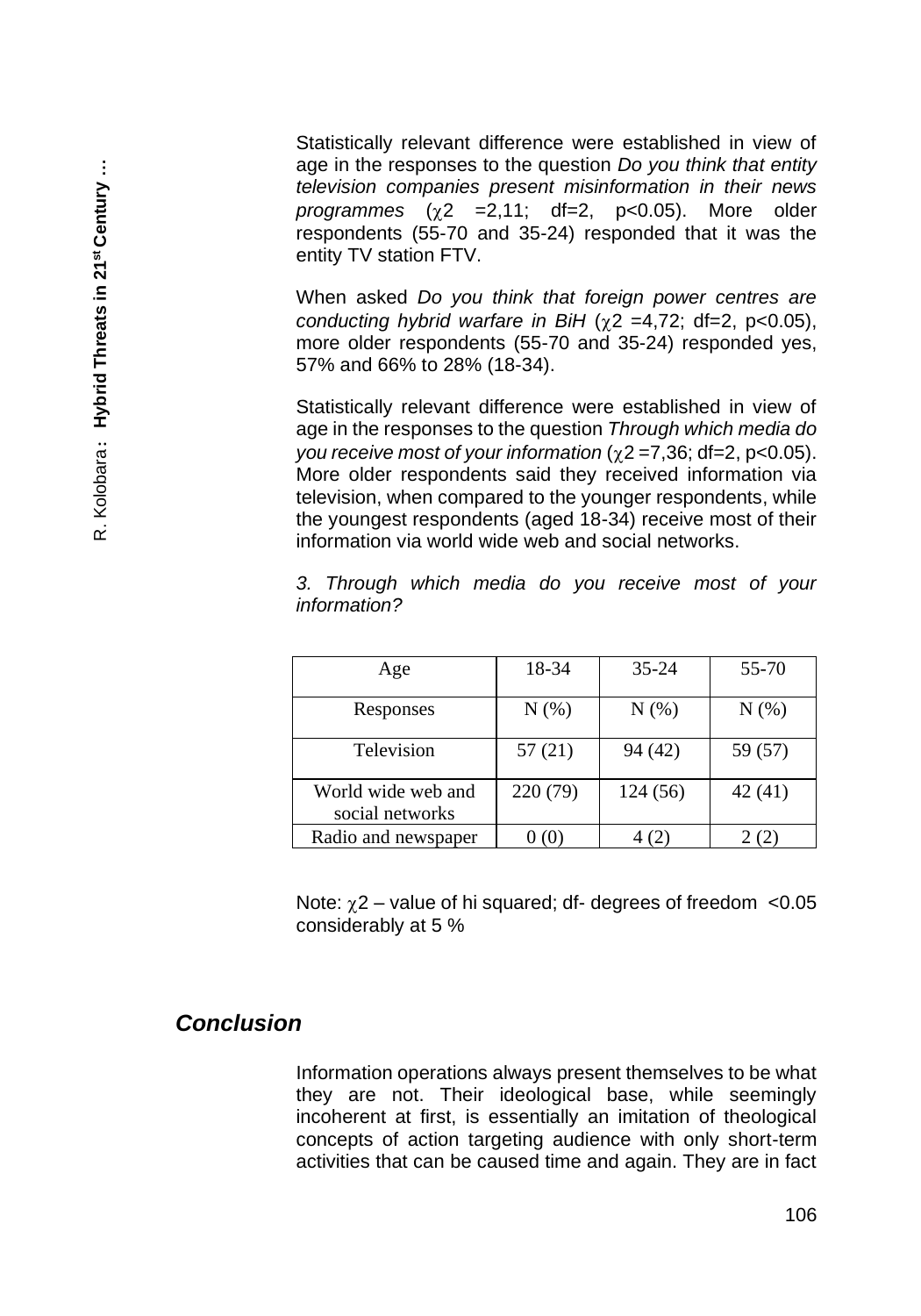Statistically relevant difference were established in view of age in the responses to the question *Do you think that entity television companies present misinformation in their news programmes* ($\chi 2$ =2,11; df=2, $p<0.05$). More older respondents (55-70 and 35-24) responded that it was the entity TV station FTV.

When asked *Do you think that foreign power centres are conducting hybrid warfare in BiH* ($\chi 2$ =4,72; df=2, $p<0.05$), more older respondents (55-70 and 35-24) responded yes, 57% and 66% to 28% (18-34).

Statistically relevant difference were established in view of age in the responses to the question *Through which media do you receive most of your information* ($\chi 2$ =7,36; df=2, $p<0.05$). More older respondents said they received information via television, when compared to the younger respondents, while the youngest respondents (aged 18-34) receive most of their information via world wide web and social networks.

*3. Through which media do you receive most of your information?*

| Age | 18-34 | 35-24 | 55-70 |
|---|---|---|---|
| Responses | N (%) | N (%) | N (%) |
| Television | 57 (21) | 94 (42) | 59 (57) |
| World wide web and social networks | 220 (79) | 124 (56) | 42 (41) |
| Radio and newspaper | 0 (0) | 4 (2) | 2 (2) |

Note: $\chi 2$ – value of hi squared; df- degrees of freedom <0.05 considerably at 5 %

## Conclusion

Information operations always present themselves to be what they are not. Their ideological base, while seemingly incoherent at first, is essentially an imitation of theological concepts of action targeting audience with only short-term activities that can be caused time and again. They are in fact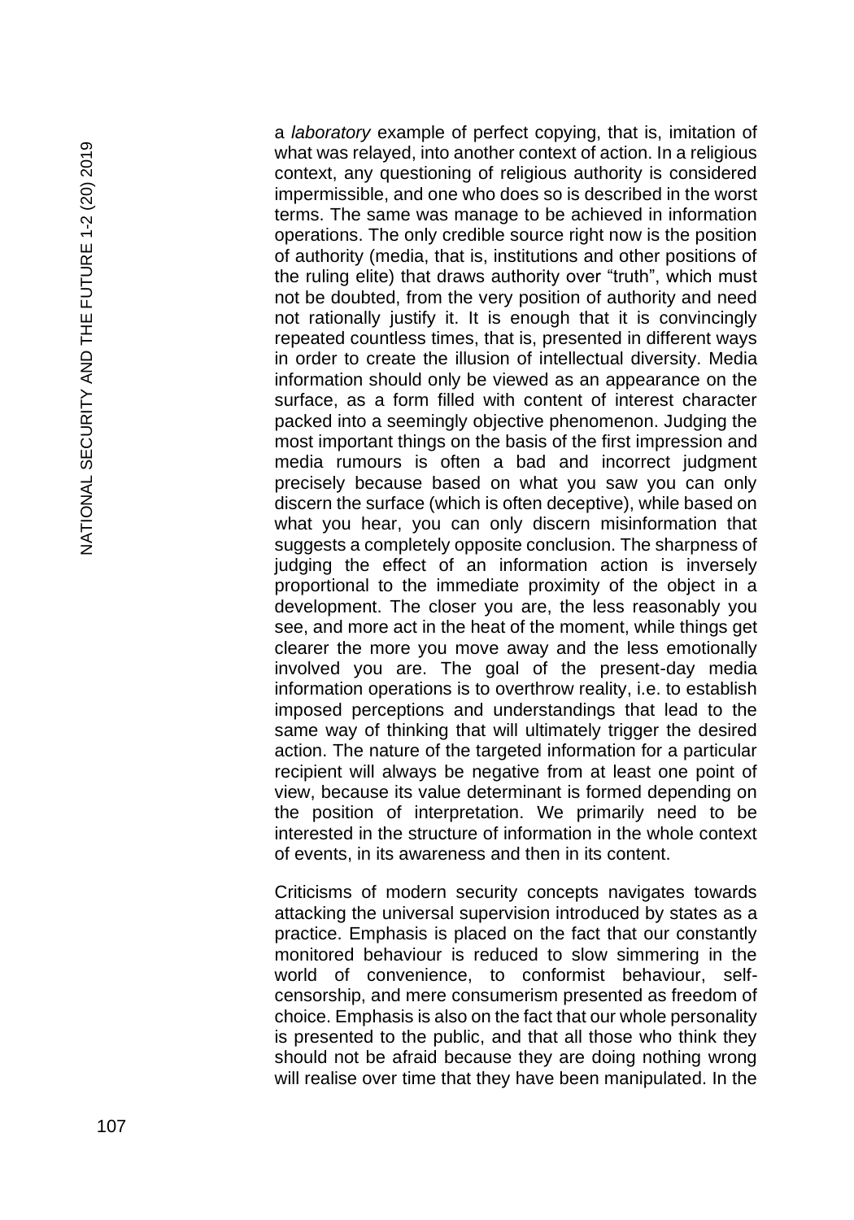a *laboratory* example of perfect copying, that is, imitation of what was relayed, into another context of action. In a religious context, any questioning of religious authority is considered impermissible, and one who does so is described in the worst terms. The same was manage to be achieved in information operations. The only credible source right now is the position of authority (media, that is, institutions and other positions of the ruling elite) that draws authority over "truth", which must not be doubted, from the very position of authority and need not rationally justify it. It is enough that it is convincingly repeated countless times, that is, presented in different ways in order to create the illusion of intellectual diversity. Media information should only be viewed as an appearance on the surface, as a form filled with content of interest character packed into a seemingly objective phenomenon. Judging the most important things on the basis of the first impression and media rumours is often a bad and incorrect judgment precisely because based on what you saw you can only discern the surface (which is often deceptive), while based on what you hear, you can only discern misinformation that suggests a completely opposite conclusion. The sharpness of judging the effect of an information action is inversely proportional to the immediate proximity of the object in a development. The closer you are, the less reasonably you see, and more act in the heat of the moment, while things get clearer the more you move away and the less emotionally involved you are. The goal of the present-day media information operations is to overthrow reality, i.e. to establish imposed perceptions and understandings that lead to the same way of thinking that will ultimately trigger the desired action. The nature of the targeted information for a particular recipient will always be negative from at least one point of view, because its value determinant is formed depending on the position of interpretation. We primarily need to be interested in the structure of information in the whole context of events, in its awareness and then in its content.

Criticisms of modern security concepts navigates towards attacking the universal supervision introduced by states as a practice. Emphasis is placed on the fact that our constantly monitored behaviour is reduced to slow simmering in the world of convenience, to conformist behaviour, self-censorship, and mere consumerism presented as freedom of choice. Emphasis is also on the fact that our whole personality is presented to the public, and that all those who think they should not be afraid because they are doing nothing wrong will realise over time that they have been manipulated. In the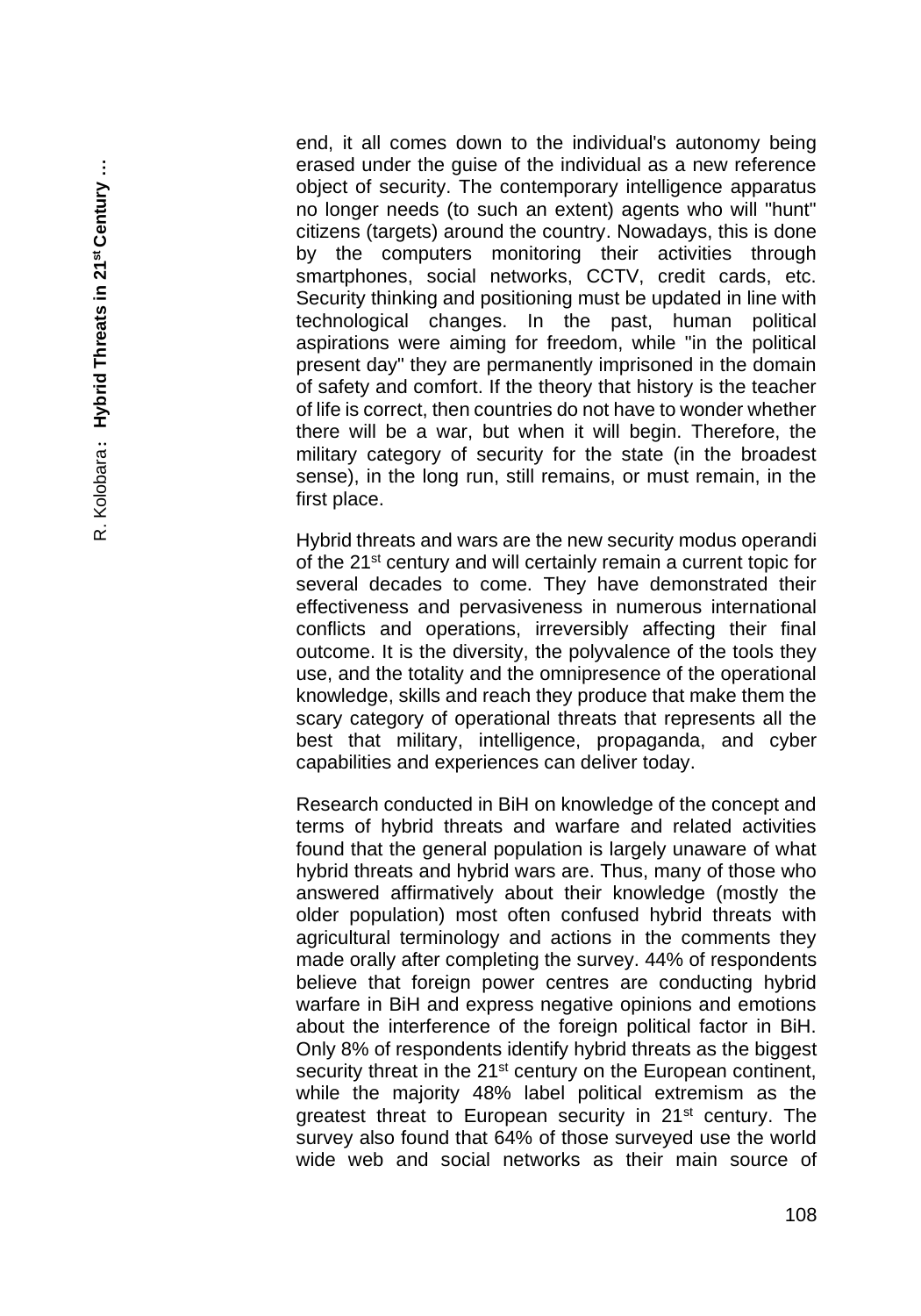end, it all comes down to the individual's autonomy being erased under the guise of the individual as a new reference object of security. The contemporary intelligence apparatus no longer needs (to such an extent) agents who will "hunt" citizens (targets) around the country. Nowadays, this is done by the computers monitoring their activities through smartphones, social networks, CCTV, credit cards, etc. Security thinking and positioning must be updated in line with technological changes. In the past, human political aspirations were aiming for freedom, while "in the political present day" they are permanently imprisoned in the domain of safety and comfort. If the theory that history is the teacher of life is correct, then countries do not have to wonder whether there will be a war, but when it will begin. Therefore, the military category of security for the state (in the broadest sense), in the long run, still remains, or must remain, in the first place.

Hybrid threats and wars are the new security modus operandi of the 21st century and will certainly remain a current topic for several decades to come. They have demonstrated their effectiveness and pervasiveness in numerous international conflicts and operations, irreversibly affecting their final outcome. It is the diversity, the polyvalence of the tools they use, and the totality and the omnipresence of the operational knowledge, skills and reach they produce that make them the scary category of operational threats that represents all the best that military, intelligence, propaganda, and cyber capabilities and experiences can deliver today.

Research conducted in BiH on knowledge of the concept and terms of hybrid threats and warfare and related activities found that the general population is largely unaware of what hybrid threats and hybrid wars are. Thus, many of those who answered affirmatively about their knowledge (mostly the older population) most often confused hybrid threats with agricultural terminology and actions in the comments they made orally after completing the survey. 44% of respondents believe that foreign power centres are conducting hybrid warfare in BiH and express negative opinions and emotions about the interference of the foreign political factor in BiH. Only 8% of respondents identify hybrid threats as the biggest security threat in the 21st century on the European continent, while the majority 48% label political extremism as the greatest threat to European security in 21st century. The survey also found that 64% of those surveyed use the world wide web and social networks as their main source of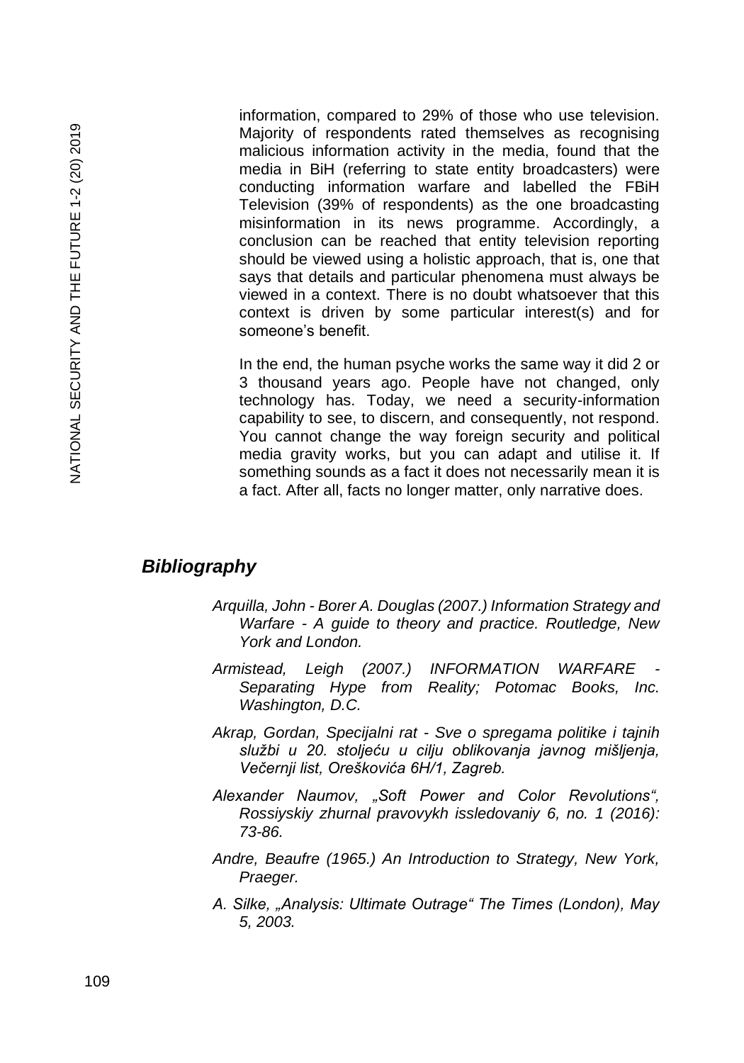information, compared to 29% of those who use television. Majority of respondents rated themselves as recognising malicious information activity in the media, found that the media in BiH (referring to state entity broadcasters) were conducting information warfare and labelled the FBiH Television (39% of respondents) as the one broadcasting misinformation in its news programme. Accordingly, a conclusion can be reached that entity television reporting should be viewed using a holistic approach, that is, one that says that details and particular phenomena must always be viewed in a context. There is no doubt whatsoever that this context is driven by some particular interest(s) and for someone's benefit.

In the end, the human psyche works the same way it did 2 or 3 thousand years ago. People have not changed, only technology has. Today, we need a security-information capability to see, to discern, and consequently, not respond. You cannot change the way foreign security and political media gravity works, but you can adapt and utilise it. If something sounds as a fact it does not necessarily mean it is a fact. After all, facts no longer matter, only narrative does.

## *Bibliography*

*Arquilla, John - Borer A. Douglas (2007.) Information Strategy and Warfare - A guide to theory and practice. Routledge, New York and London.*

*Armistead, Leigh (2007.) INFORMATION WARFARE - Separating Hype from Reality; Potomac Books, Inc. Washington, D.C.*

*Akrap, Gordan, Specijalni rat - Sve o spregama politike i tajnih službi u 20. stoljeću u cilju oblikovanja javnog mišljenja, Večernji list, Oreškovića 6H/1, Zagreb.*

*Alexander Naumov, „Soft Power and Color Revolutions", Rossiyskiy zhurnal pravovykh issledovaniy 6, no. 1 (2016): 73-86.*

*Andre, Beaufre (1965.) An Introduction to Strategy, New York, Praeger.*

*A. Silke, „Analysis: Ultimate Outrage" The Times (London), May 5, 2003.*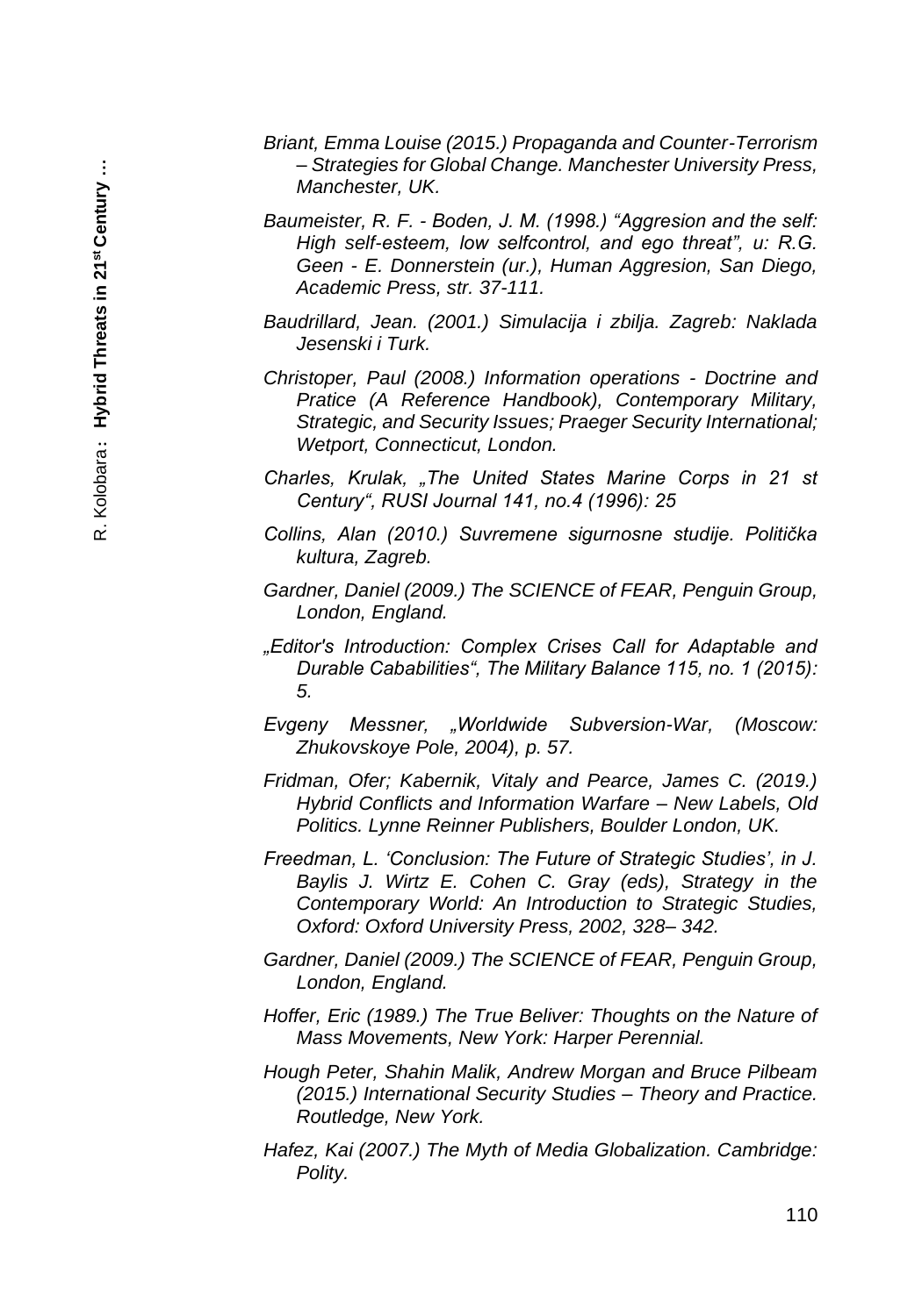*Briant, Emma Louise (2015.) Propaganda and Counter-Terrorism – Strategies for Global Change. Manchester University Press, Manchester, UK.*

*Baumeister, R. F. - Boden, J. M. (1998.) "Aggresion and the self: High self-esteem, low selfcontrol, and ego threat", u: R.G. Geen - E. Donnerstein (ur.), Human Aggresion, San Diego, Academic Press, str. 37-111.*

*Baudrillard, Jean. (2001.) Simulacija i zbilja. Zagreb: Naklada Jesenski i Turk.*

*Christoper, Paul (2008.) Information operations - Doctrine and Pratice (A Reference Handbook), Contemporary Military, Strategic, and Security Issues; Praeger Security International; Wetport, Connecticut, London.*

*Charles, Krulak, „The United States Marine Corps in 21 st Century", RUSI Journal 141, no.4 (1996): 25*

*Collins, Alan (2010.) Suvremene sigurnosne studije. Politička kultura, Zagreb.*

*Gardner, Daniel (2009.) The SCIENCE of FEAR, Penguin Group, London, England.*

*„Editor's Introduction: Complex Crises Call for Adaptable and Durable Cababilities", The Military Balance 115, no. 1 (2015): 5.*

*Evgeny Messner, „Worldwide Subversion-War, (Moscow: Zhukovskoye Pole, 2004), p. 57.*

*Fridman, Ofer; Kabernik, Vitaly and Pearce, James C. (2019.) Hybrid Conflicts and Information Warfare – New Labels, Old Politics. Lynne Reinner Publishers, Boulder London, UK.*

*Freedman, L. 'Conclusion: The Future of Strategic Studies', in J. Baylis J. Wirtz E. Cohen C. Gray (eds), Strategy in the Contemporary World: An Introduction to Strategic Studies, Oxford: Oxford University Press, 2002, 328– 342.*

*Gardner, Daniel (2009.) The SCIENCE of FEAR, Penguin Group, London, England.*

*Hoffer, Eric (1989.) The True Beliver: Thoughts on the Nature of Mass Movements, New York: Harper Perennial.*

*Hough Peter, Shahin Malik, Andrew Morgan and Bruce Pilbeam (2015.) International Security Studies – Theory and Practice. Routledge, New York.*

*Hafez, Kai (2007.) The Myth of Media Globalization. Cambridge: Polity.*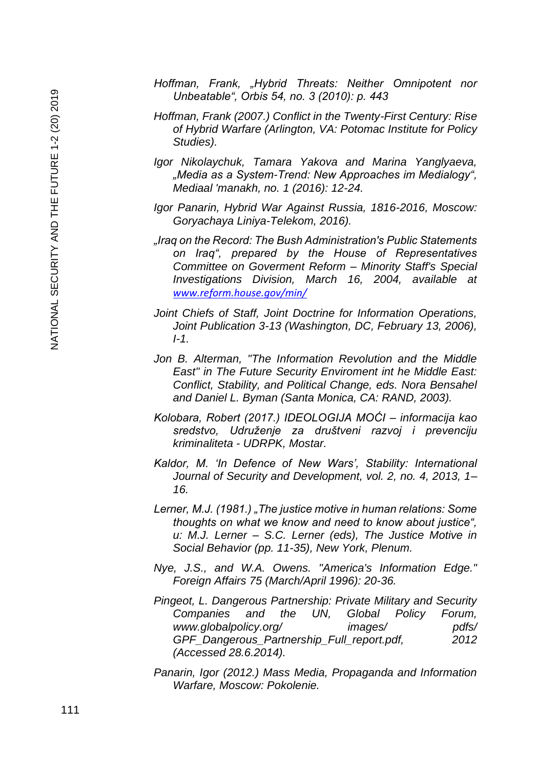*Hoffman, Frank, „Hybrid Threats: Neither Omnipotent nor Unbeatable“, Orbis 54, no. 3 (2010): p. 443*

*Hoffman, Frank (2007.) Conflict in the Twenty-First Century: Rise of Hybrid Warfare (Arlington, VA: Potomac Institute for Policy Studies).*

*Igor Nikolaychuk, Tamara Yakova and Marina Yanglyaeva, „Media as a System-Trend: New Approaches im Medialogy“, Mediaal 'manakh, no. 1 (2016): 12-24.*

*Igor Panarin, Hybrid War Against Russia, 1816-2016, Moscow: Goryachaya Liniya-Telekom, 2016).*

*„Iraq on the Record: The Bush Administration's Public Statements on Iraq“, prepared by the House of Representatives Committee on Goverment Reform – Minority Staff's Special Investigations Division, March 16, 2004, available at [www.reform.house.gov/min/](www.reform.house.gov/min/)*

*Joint Chiefs of Staff, Joint Doctrine for Information Operations, Joint Publication 3-13 (Washington, DC, February 13, 2006), I-1.*

*Jon B. Alterman, "The Information Revolution and the Middle East" in The Future Security Enviroment int he Middle East: Conflict, Stability, and Political Change, eds. Nora Bensahel and Daniel L. Byman (Santa Monica, CA: RAND, 2003).*

*Kolobara, Robert (2017.) IDEOLOGIJA MOĆI – informacija kao sredstvo, Udruženje za društveni razvoj i prevenciju kriminaliteta - UDRPK, Mostar.*

*Kaldor, M. 'In Defence of New Wars', Stability: International Journal of Security and Development, vol. 2, no. 4, 2013, 1–16.*

*Lerner, M.J. (1981.) „The justice motive in human relations: Some thoughts on what we know and need to know about justice“, u: M.J. Lerner – S.C. Lerner (eds), The Justice Motive in Social Behavior (pp. 11-35), New York, Plenum.*

*Nye, J.S., and W.A. Owens. "America's Information Edge." Foreign Affairs 75 (March/April 1996): 20-36.*

*Pingeot, L. Dangerous Partnership: Private Military and Security Companies and the UN, Global Policy Forum, www.globalpolicy.org/ images/ pdfs/ GPF_Dangerous_Partnership_Full_report.pdf, 2012 (Accessed 28.6.2014).*

*Panarin, Igor (2012.) Mass Media, Propaganda and Information Warfare, Moscow: Pokolenie.*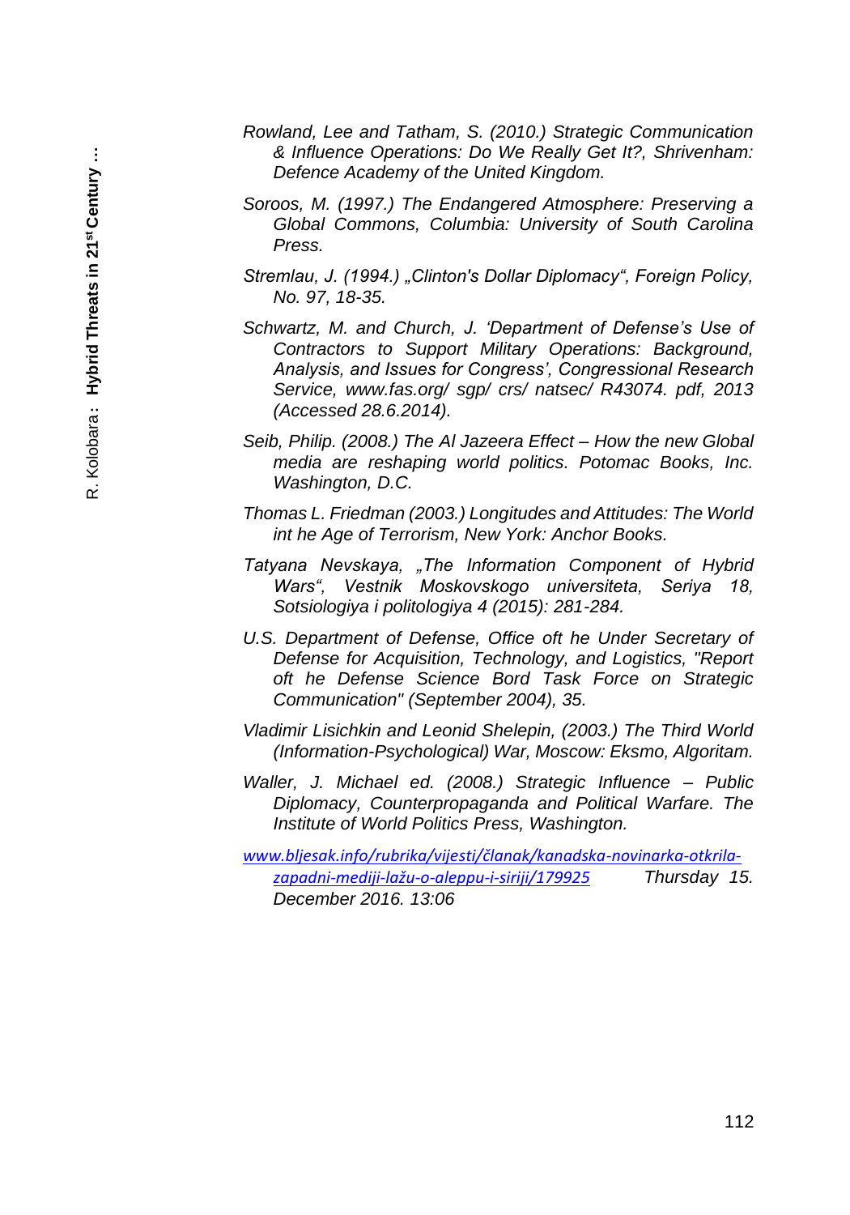*Rowland, Lee and Tatham, S. (2010.) Strategic Communication & Influence Operations: Do We Really Get It?, Shrivenham: Defence Academy of the United Kingdom.*

*Soroos, M. (1997.) The Endangered Atmosphere: Preserving a Global Commons, Columbia: University of South Carolina Press.*

*Stremlau, J. (1994.) „Clinton's Dollar Diplomacy“, Foreign Policy, No. 97, 18-35.*

*Schwartz, M. and Church, J. 'Department of Defense's Use of Contractors to Support Military Operations: Background, Analysis, and Issues for Congress', Congressional Research Service, www.fas.org/ sgp/ crs/ natsec/ R43074. pdf, 2013 (Accessed 28.6.2014).*

*Seib, Philip. (2008.) The Al Jazeera Effect – How the new Global media are reshaping world politics. Potomac Books, Inc. Washington, D.C.*

*Thomas L. Friedman (2003.) Longitudes and Attitudes: The World int he Age of Terrorism, New York: Anchor Books.*

*Tatyana Nevskaya, „The Information Component of Hybrid Wars“, Vestnik Moskovskogo universiteta, Seriya 18, Sotsiologiya i politologiya 4 (2015): 281-284.*

*U.S. Department of Defense, Office oft he Under Secretary of Defense for Acquisition, Technology, and Logistics, "Report oft he Defense Science Bord Task Force on Strategic Communication" (September 2004), 35.*

*Vladimir Lisichkin and Leonid Shelepin, (2003.) The Third World (Information-Psychological) War, Moscow: Eksmo, Algoritam.*

*Waller, J. Michael ed. (2008.) Strategic Influence – Public Diplomacy, Counterpropaganda and Political Warfare. The Institute of World Politics Press, Washington.*

*www.bljesak.info/rubrika/vijesti/članak/kanadska-novinarka-otkrila-zapadni-mediji-lažu-o-aleppu-i-siriji/179925 Thursday 15. December 2016. 13:06*